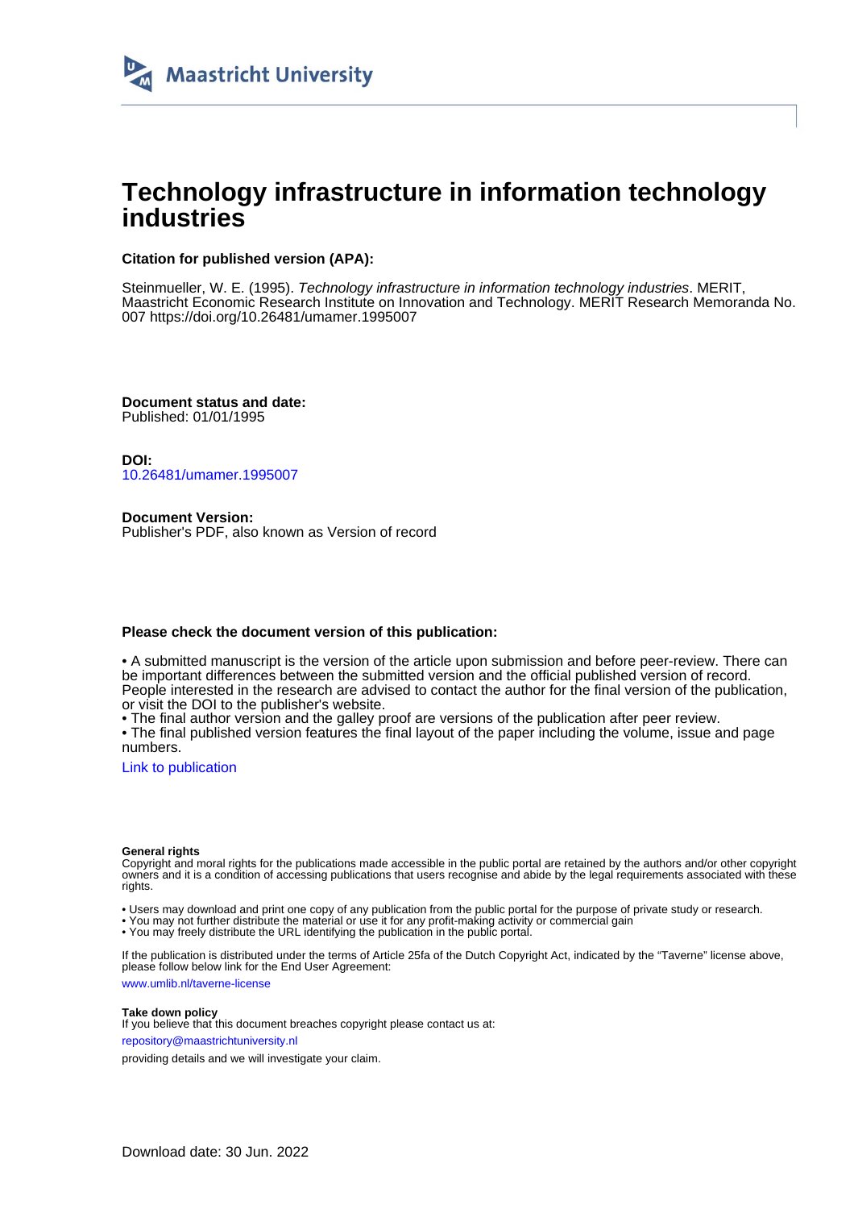Maastricht University

# Technology infrastructure in information technology industries

**Citation for published version (APA):**

Steinmueller, W. E. (1995). *Technology infrastructure in information technology industries*. MERIT, Maastricht Economic Research Institute on Innovation and Technology. MERIT Research Memoranda No. 007 https://doi.org/10.26481/umamer.1995007

**Document status and date:**
Published: 01/01/1995

**DOI:**
10.26481/umamer.1995007

**Document Version:**
Publisher's PDF, also known as Version of record

**Please check the document version of this publication:**

• A submitted manuscript is the version of the article upon submission and before peer-review. There can be important differences between the submitted version and the official published version of record. People interested in the research are advised to contact the author for the final version of the publication, or visit the DOI to the publisher's website.
• The final author version and the galley proof are versions of the publication after peer review.
• The final published version features the final layout of the paper including the volume, issue and page numbers.

Link to publication

**General rights**
Copyright and moral rights for the publications made accessible in the public portal are retained by the authors and/or other copyright owners and it is a condition of accessing publications that users recognise and abide by the legal requirements associated with these rights.

• Users may download and print one copy of any publication from the public portal for the purpose of private study or research.
• You may not further distribute the material or use it for any profit-making activity or commercial gain
• You may freely distribute the URL identifying the publication in the public portal.

If the publication is distributed under the terms of Article 25fa of the Dutch Copyright Act, indicated by the "Taverne" license above, please follow below link for the End User Agreement:

www.umlib.nl/taverne-license

**Take down policy**
If you believe that this document breaches copyright please contact us at:

repository@maastrichtuniversity.nl

providing details and we will investigate your claim.

Download date: 30 Jun. 2022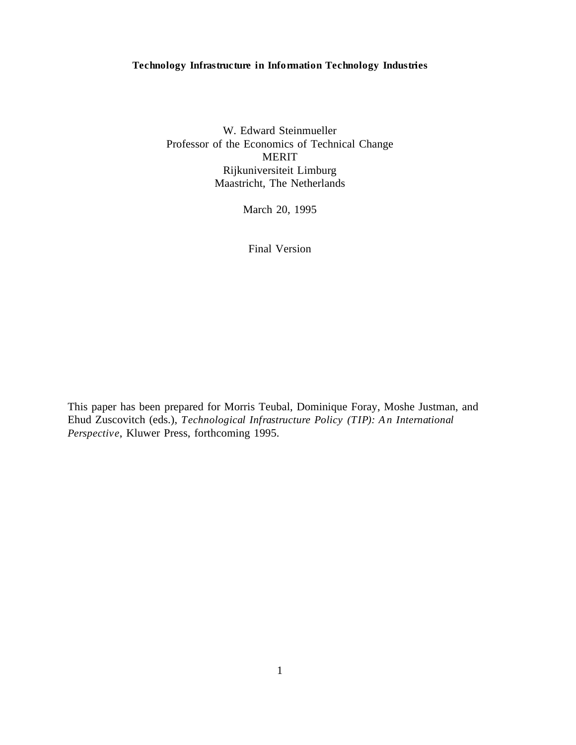**Technology Infrastructure in Information Technology Industries**

W. Edward Steinmueller
Professor of the Economics of Technical Change
MERIT
Rijkuniversiteit Limburg
Maastricht, The Netherlands

March 20, 1995

Final Version

This paper has been prepared for Morris Teubal, Dominique Foray, Moshe Justman, and Ehud Zuscovitch (eds.), *Technological Infrastructure Policy (TIP): An International Perspective*, Kluwer Press, forthcoming 1995.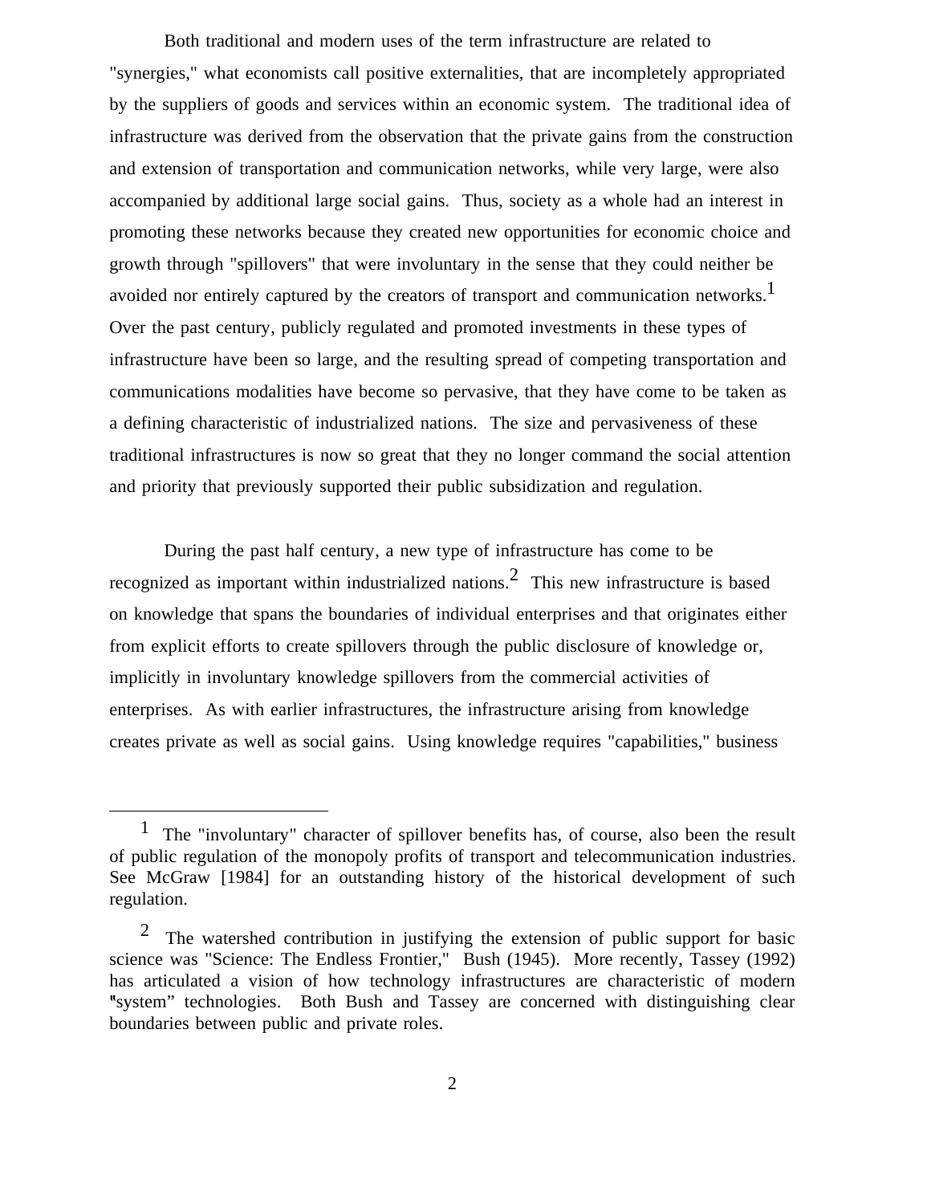Both traditional and modern uses of the term infrastructure are related to "synergies," what economists call positive externalities, that are incompletely appropriated by the suppliers of goods and services within an economic system. The traditional idea of infrastructure was derived from the observation that the private gains from the construction and extension of transportation and communication networks, while very large, were also accompanied by additional large social gains. Thus, society as a whole had an interest in promoting these networks because they created new opportunities for economic choice and growth through "spillovers" that were involuntary in the sense that they could neither be avoided nor entirely captured by the creators of transport and communication networks.[1] Over the past century, publicly regulated and promoted investments in these types of infrastructure have been so large, and the resulting spread of competing transportation and communications modalities have become so pervasive, that they have come to be taken as a defining characteristic of industrialized nations. The size and pervasiveness of these traditional infrastructures is now so great that they no longer command the social attention and priority that previously supported their public subsidization and regulation.

During the past half century, a new type of infrastructure has come to be recognized as important within industrialized nations.[2] This new infrastructure is based on knowledge that spans the boundaries of individual enterprises and that originates either from explicit efforts to create spillovers through the public disclosure of knowledge or, implicitly in involuntary knowledge spillovers from the commercial activities of enterprises. As with earlier infrastructures, the infrastructure arising from knowledge creates private as well as social gains. Using knowledge requires "capabilities," business

---

[1] The "involuntary" character of spillover benefits has, of course, also been the result of public regulation of the monopoly profits of transport and telecommunication industries. See McGraw [1984] for an outstanding history of the historical development of such regulation.

[2] The watershed contribution in justifying the extension of public support for basic science was "Science: The Endless Frontier," Bush (1945). More recently, Tassey (1992) has articulated a vision of how technology infrastructures are characteristic of modern "system" technologies. Both Bush and Tassey are concerned with distinguishing clear boundaries between public and private roles.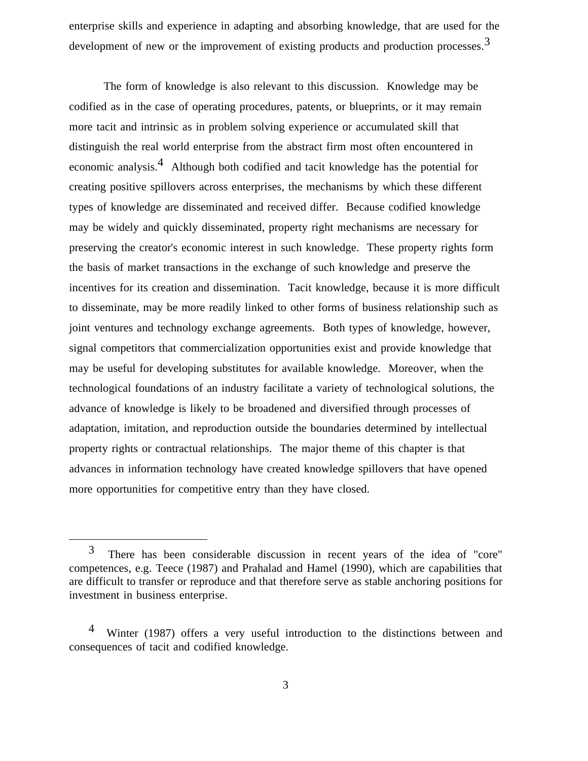enterprise skills and experience in adapting and absorbing knowledge, that are used for the development of new or the improvement of existing products and production processes.[3]

The form of knowledge is also relevant to this discussion. Knowledge may be codified as in the case of operating procedures, patents, or blueprints, or it may remain more tacit and intrinsic as in problem solving experience or accumulated skill that distinguish the real world enterprise from the abstract firm most often encountered in economic analysis.[4] Although both codified and tacit knowledge has the potential for creating positive spillovers across enterprises, the mechanisms by which these different types of knowledge are disseminated and received differ. Because codified knowledge may be widely and quickly disseminated, property right mechanisms are necessary for preserving the creator's economic interest in such knowledge. These property rights form the basis of market transactions in the exchange of such knowledge and preserve the incentives for its creation and dissemination. Tacit knowledge, because it is more difficult to disseminate, may be more readily linked to other forms of business relationship such as joint ventures and technology exchange agreements. Both types of knowledge, however, signal competitors that commercialization opportunities exist and provide knowledge that may be useful for developing substitutes for available knowledge. Moreover, when the technological foundations of an industry facilitate a variety of technological solutions, the advance of knowledge is likely to be broadened and diversified through processes of adaptation, imitation, and reproduction outside the boundaries determined by intellectual property rights or contractual relationships. The major theme of this chapter is that advances in information technology have created knowledge spillovers that have opened more opportunities for competitive entry than they have closed.

---

[3] There has been considerable discussion in recent years of the idea of "core" competences, e.g. Teece (1987) and Prahalad and Hamel (1990), which are capabilities that are difficult to transfer or reproduce and that therefore serve as stable anchoring positions for investment in business enterprise.

[4] Winter (1987) offers a very useful introduction to the distinctions between and consequences of tacit and codified knowledge.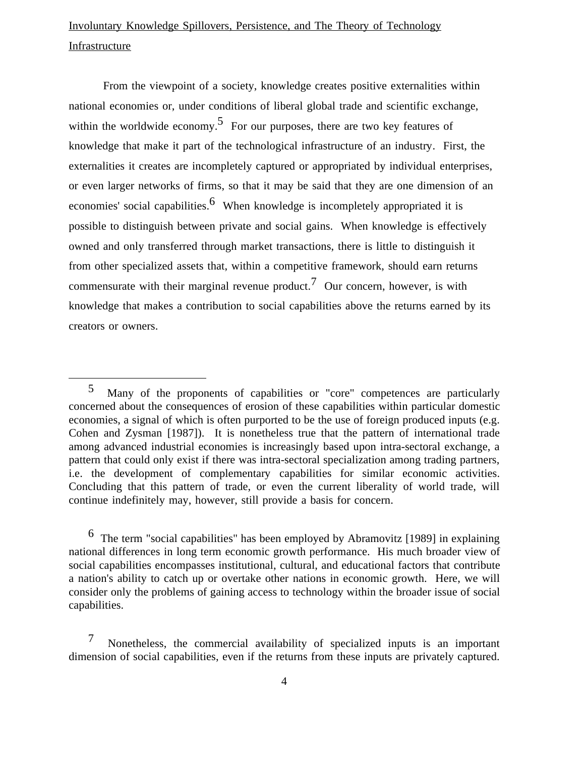<u>Involuntary Knowledge Spillovers, Persistence, and The Theory of Technology Infrastructure</u>

From the viewpoint of a society, knowledge creates positive externalities within national economies or, under conditions of liberal global trade and scientific exchange, within the worldwide economy.[5] For our purposes, there are two key features of knowledge that make it part of the technological infrastructure of an industry. First, the externalities it creates are incompletely captured or appropriated by individual enterprises, or even larger networks of firms, so that it may be said that they are one dimension of an economies' social capabilities.[6] When knowledge is incompletely appropriated it is possible to distinguish between private and social gains. When knowledge is effectively owned and only transferred through market transactions, there is little to distinguish it from other specialized assets that, within a competitive framework, should earn returns commensurate with their marginal revenue product.[7] Our concern, however, is with knowledge that makes a contribution to social capabilities above the returns earned by its creators or owners.

---

[5] Many of the proponents of capabilities or "core" competences are particularly concerned about the consequences of erosion of these capabilities within particular domestic economies, a signal of which is often purported to be the use of foreign produced inputs (e.g. Cohen and Zysman [1987]). It is nonetheless true that the pattern of international trade among advanced industrial economies is increasingly based upon intra-sectoral exchange, a pattern that could only exist if there was intra-sectoral specialization among trading partners, i.e. the development of complementary capabilities for similar economic activities. Concluding that this pattern of trade, or even the current liberality of world trade, will continue indefinitely may, however, still provide a basis for concern.

[6] The term "social capabilities" has been employed by Abramovitz [1989] in explaining national differences in long term economic growth performance. His much broader view of social capabilities encompasses institutional, cultural, and educational factors that contribute a nation's ability to catch up or overtake other nations in economic growth. Here, we will consider only the problems of gaining access to technology within the broader issue of social capabilities.

[7] Nonetheless, the commercial availability of specialized inputs is an important dimension of social capabilities, even if the returns from these inputs are privately captured.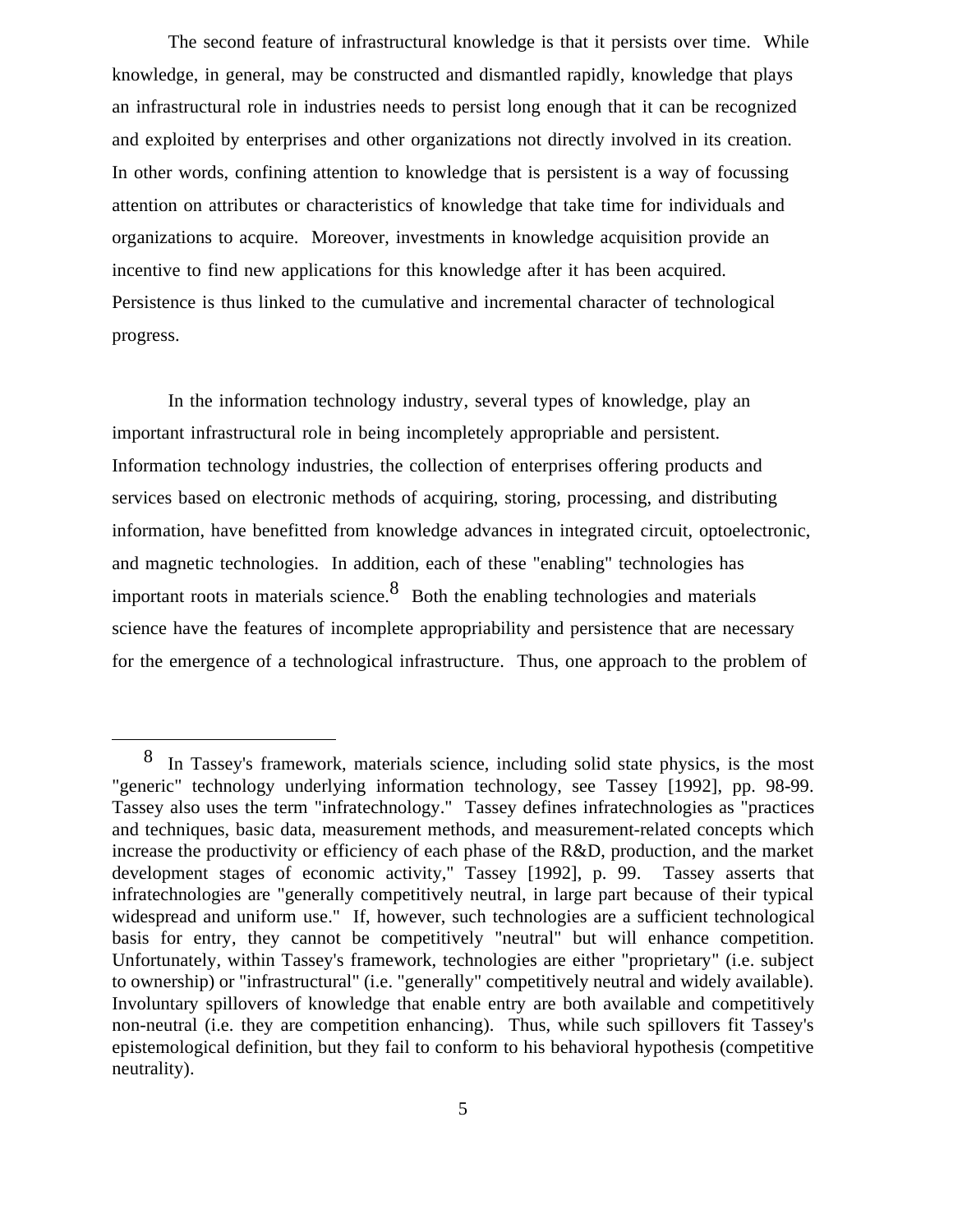The second feature of infrastructural knowledge is that it persists over time. While knowledge, in general, may be constructed and dismantled rapidly, knowledge that plays an infrastructural role in industries needs to persist long enough that it can be recognized and exploited by enterprises and other organizations not directly involved in its creation. In other words, confining attention to knowledge that is persistent is a way of focussing attention on attributes or characteristics of knowledge that take time for individuals and organizations to acquire. Moreover, investments in knowledge acquisition provide an incentive to find new applications for this knowledge after it has been acquired. Persistence is thus linked to the cumulative and incremental character of technological progress.

In the information technology industry, several types of knowledge, play an important infrastructural role in being incompletely appropriable and persistent. Information technology industries, the collection of enterprises offering products and services based on electronic methods of acquiring, storing, processing, and distributing information, have benefitted from knowledge advances in integrated circuit, optoelectronic, and magnetic technologies. In addition, each of these "enabling" technologies has important roots in materials science.[8] Both the enabling technologies and materials science have the features of incomplete appropriability and persistence that are necessary for the emergence of a technological infrastructure. Thus, one approach to the problem of

---

[8] In Tassey's framework, materials science, including solid state physics, is the most "generic" technology underlying information technology, see Tassey [1992], pp. 98-99. Tassey also uses the term "infratechnology." Tassey defines infratechnologies as "practices and techniques, basic data, measurement methods, and measurement-related concepts which increase the productivity or efficiency of each phase of the R&D, production, and the market development stages of economic activity," Tassey [1992], p. 99. Tassey asserts that infratechnologies are "generally competitively neutral, in large part because of their typical widespread and uniform use." If, however, such technologies are a sufficient technological basis for entry, they cannot be competitively "neutral" but will enhance competition. Unfortunately, within Tassey's framework, technologies are either "proprietary" (i.e. subject to ownership) or "infrastructural" (i.e. "generally" competitively neutral and widely available). Involuntary spillovers of knowledge that enable entry are both available and competitively non-neutral (i.e. they are competition enhancing). Thus, while such spillovers fit Tassey's epistemological definition, but they fail to conform to his behavioral hypothesis (competitive neutrality).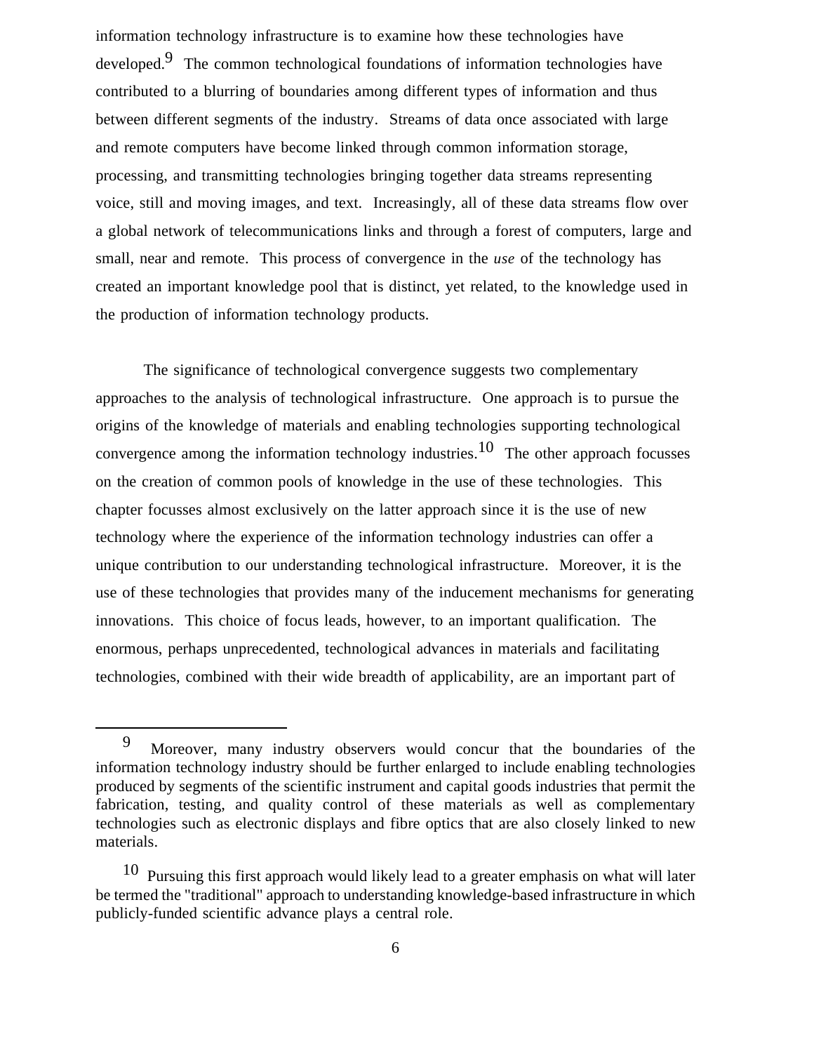information technology infrastructure is to examine how these technologies have developed.[9] The common technological foundations of information technologies have contributed to a blurring of boundaries among different types of information and thus between different segments of the industry. Streams of data once associated with large and remote computers have become linked through common information storage, processing, and transmitting technologies bringing together data streams representing voice, still and moving images, and text. Increasingly, all of these data streams flow over a global network of telecommunications links and through a forest of computers, large and small, near and remote. This process of convergence in the *use* of the technology has created an important knowledge pool that is distinct, yet related, to the knowledge used in the production of information technology products.

The significance of technological convergence suggests two complementary approaches to the analysis of technological infrastructure. One approach is to pursue the origins of the knowledge of materials and enabling technologies supporting technological convergence among the information technology industries.[10] The other approach focusses on the creation of common pools of knowledge in the use of these technologies. This chapter focusses almost exclusively on the latter approach since it is the use of new technology where the experience of the information technology industries can offer a unique contribution to our understanding technological infrastructure. Moreover, it is the use of these technologies that provides many of the inducement mechanisms for generating innovations. This choice of focus leads, however, to an important qualification. The enormous, perhaps unprecedented, technological advances in materials and facilitating technologies, combined with their wide breadth of applicability, are an important part of

---

[9] Moreover, many industry observers would concur that the boundaries of the information technology industry should be further enlarged to include enabling technologies produced by segments of the scientific instrument and capital goods industries that permit the fabrication, testing, and quality control of these materials as well as complementary technologies such as electronic displays and fibre optics that are also closely linked to new materials.

[10] Pursuing this first approach would likely lead to a greater emphasis on what will later be termed the "traditional" approach to understanding knowledge-based infrastructure in which publicly-funded scientific advance plays a central role.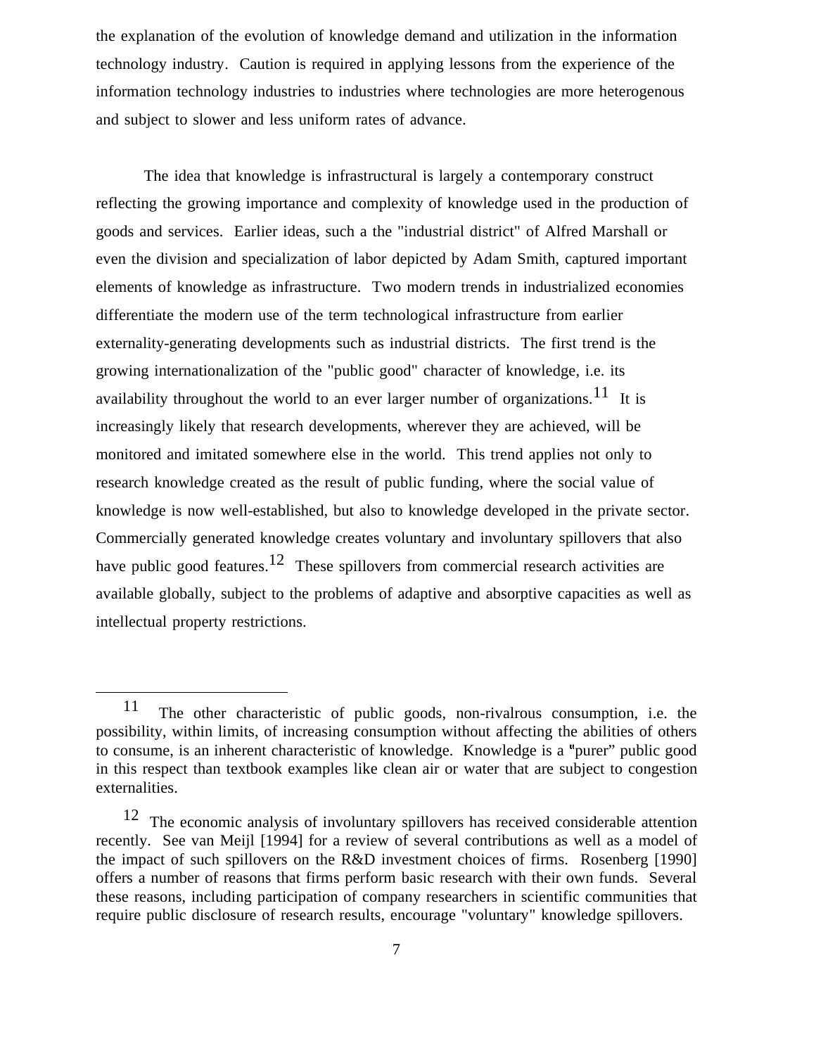the explanation of the evolution of knowledge demand and utilization in the information technology industry. Caution is required in applying lessons from the experience of the information technology industries to industries where technologies are more heterogenous and subject to slower and less uniform rates of advance.

The idea that knowledge is infrastructural is largely a contemporary construct reflecting the growing importance and complexity of knowledge used in the production of goods and services. Earlier ideas, such a the "industrial district" of Alfred Marshall or even the division and specialization of labor depicted by Adam Smith, captured important elements of knowledge as infrastructure. Two modern trends in industrialized economies differentiate the modern use of the term technological infrastructure from earlier externality-generating developments such as industrial districts. The first trend is the growing internationalization of the "public good" character of knowledge, i.e. its availability throughout the world to an ever larger number of organizations.[11] It is increasingly likely that research developments, wherever they are achieved, will be monitored and imitated somewhere else in the world. This trend applies not only to research knowledge created as the result of public funding, where the social value of knowledge is now well-established, but also to knowledge developed in the private sector. Commercially generated knowledge creates voluntary and involuntary spillovers that also have public good features.[12] These spillovers from commercial research activities are available globally, subject to the problems of adaptive and absorptive capacities as well as intellectual property restrictions.

---

[11] The other characteristic of public goods, non-rivalrous consumption, i.e. the possibility, within limits, of increasing consumption without affecting the abilities of others to consume, is an inherent characteristic of knowledge. Knowledge is a "purer" public good in this respect than textbook examples like clean air or water that are subject to congestion externalities.

[12] The economic analysis of involuntary spillovers has received considerable attention recently. See van Meijl [1994] for a review of several contributions as well as a model of the impact of such spillovers on the R&D investment choices of firms. Rosenberg [1990] offers a number of reasons that firms perform basic research with their own funds. Several these reasons, including participation of company researchers in scientific communities that require public disclosure of research results, encourage "voluntary" knowledge spillovers.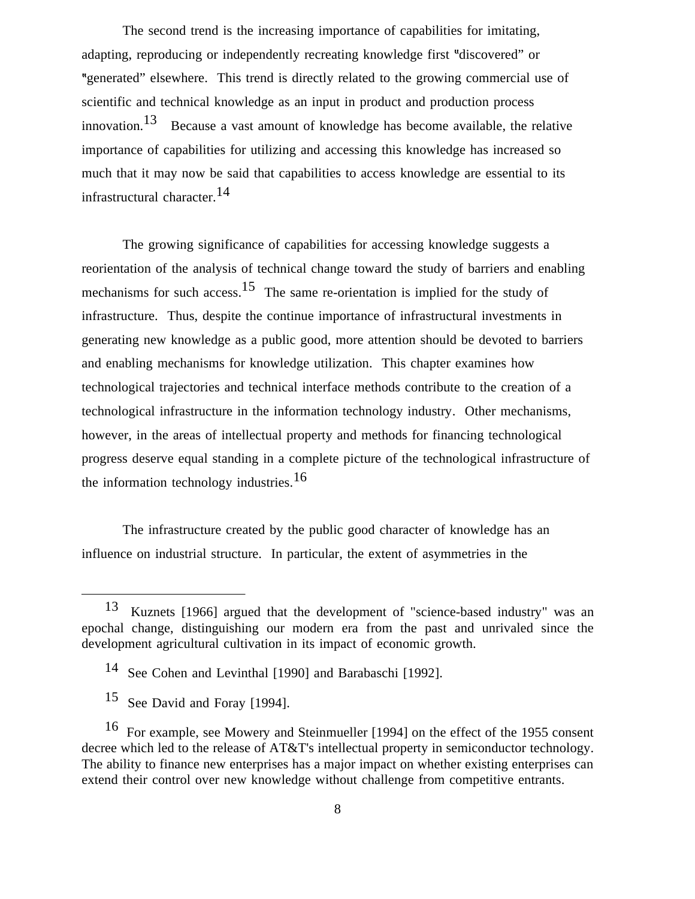The second trend is the increasing importance of capabilities for imitating, adapting, reproducing or independently recreating knowledge first "discovered" or "generated" elsewhere. This trend is directly related to the growing commercial use of scientific and technical knowledge as an input in product and production process innovation.[13] Because a vast amount of knowledge has become available, the relative importance of capabilities for utilizing and accessing this knowledge has increased so much that it may now be said that capabilities to access knowledge are essential to its infrastructural character.[14]

The growing significance of capabilities for accessing knowledge suggests a reorientation of the analysis of technical change toward the study of barriers and enabling mechanisms for such access.[15] The same re-orientation is implied for the study of infrastructure. Thus, despite the continue importance of infrastructural investments in generating new knowledge as a public good, more attention should be devoted to barriers and enabling mechanisms for knowledge utilization. This chapter examines how technological trajectories and technical interface methods contribute to the creation of a technological infrastructure in the information technology industry. Other mechanisms, however, in the areas of intellectual property and methods for financing technological progress deserve equal standing in a complete picture of the technological infrastructure of the information technology industries.[16]

The infrastructure created by the public good character of knowledge has an influence on industrial structure. In particular, the extent of asymmetries in the

---

[13] Kuznets [1966] argued that the development of "science-based industry" was an epochal change, distinguishing our modern era from the past and unrivaled since the development agricultural cultivation in its impact of economic growth.

[14] See Cohen and Levinthal [1990] and Barabaschi [1992].

[15] See David and Foray [1994].

[16] For example, see Mowery and Steinmueller [1994] on the effect of the 1955 consent decree which led to the release of AT&T's intellectual property in semiconductor technology. The ability to finance new enterprises has a major impact on whether existing enterprises can extend their control over new knowledge without challenge from competitive entrants.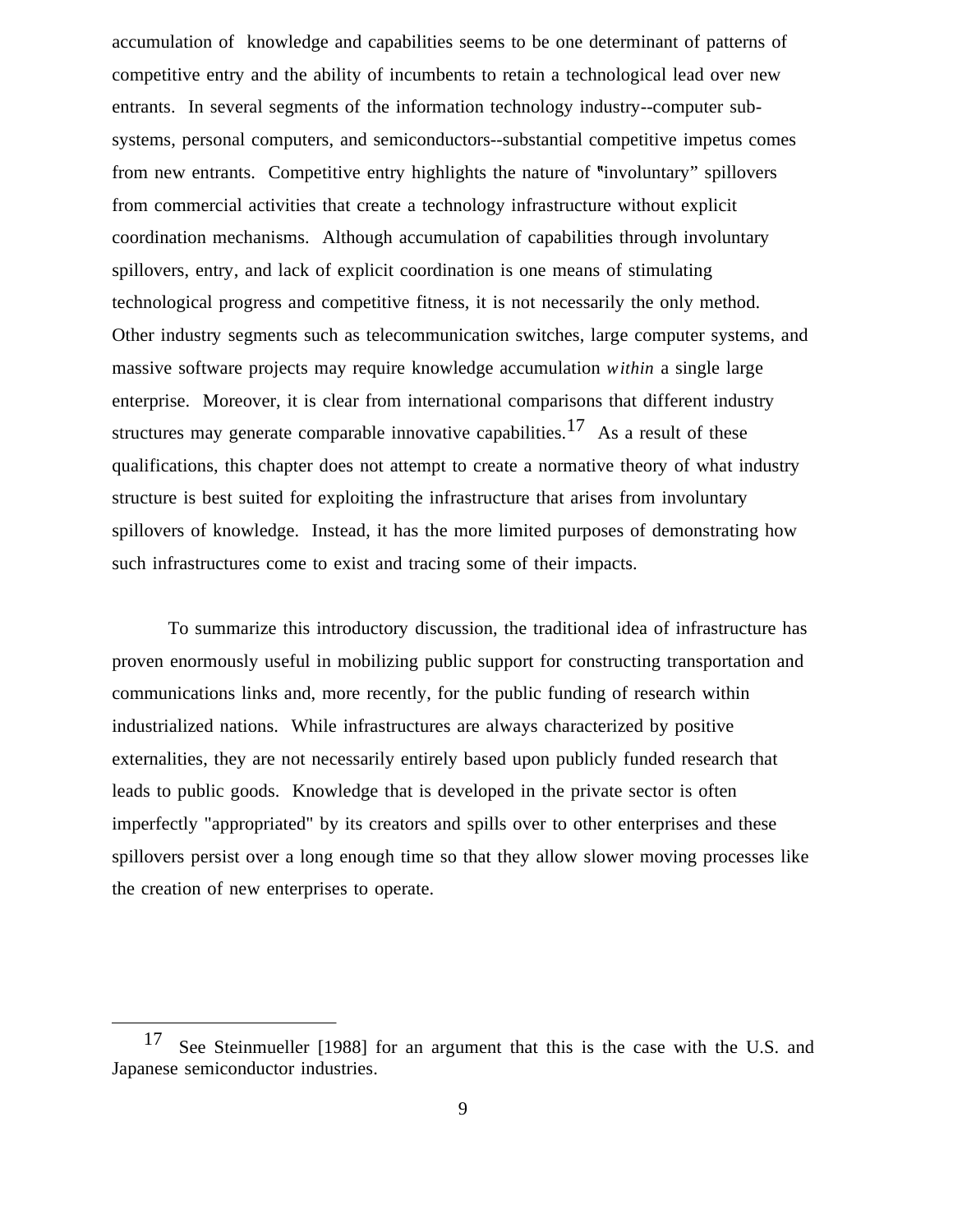accumulation of knowledge and capabilities seems to be one determinant of patterns of competitive entry and the ability of incumbents to retain a technological lead over new entrants. In several segments of the information technology industry--computer sub-systems, personal computers, and semiconductors--substantial competitive impetus comes from new entrants. Competitive entry highlights the nature of "involuntary" spillovers from commercial activities that create a technology infrastructure without explicit coordination mechanisms. Although accumulation of capabilities through involuntary spillovers, entry, and lack of explicit coordination is one means of stimulating technological progress and competitive fitness, it is not necessarily the only method. Other industry segments such as telecommunication switches, large computer systems, and massive software projects may require knowledge accumulation *within* a single large enterprise. Moreover, it is clear from international comparisons that different industry structures may generate comparable innovative capabilities.[17] As a result of these qualifications, this chapter does not attempt to create a normative theory of what industry structure is best suited for exploiting the infrastructure that arises from involuntary spillovers of knowledge. Instead, it has the more limited purposes of demonstrating how such infrastructures come to exist and tracing some of their impacts.

To summarize this introductory discussion, the traditional idea of infrastructure has proven enormously useful in mobilizing public support for constructing transportation and communications links and, more recently, for the public funding of research within industrialized nations. While infrastructures are always characterized by positive externalities, they are not necessarily entirely based upon publicly funded research that leads to public goods. Knowledge that is developed in the private sector is often imperfectly "appropriated" by its creators and spills over to other enterprises and these spillovers persist over a long enough time so that they allow slower moving processes like the creation of new enterprises to operate.

---

[17] See Steinmueller [1988] for an argument that this is the case with the U.S. and Japanese semiconductor industries.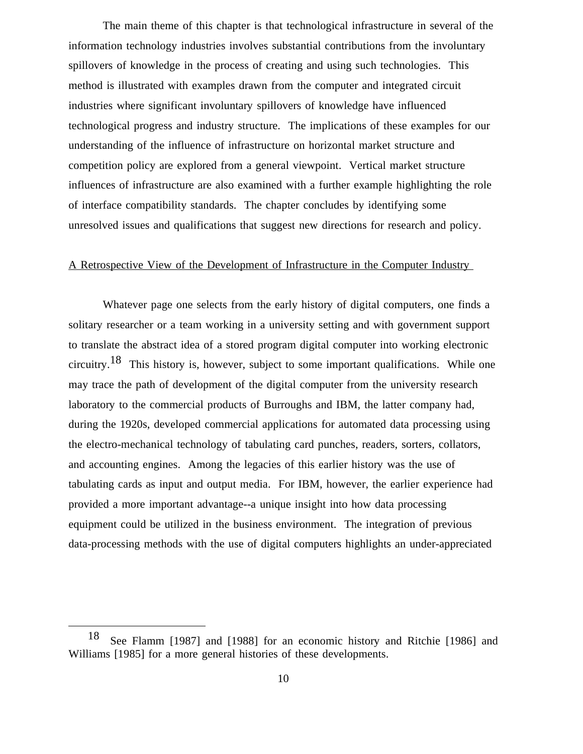The main theme of this chapter is that technological infrastructure in several of the information technology industries involves substantial contributions from the involuntary spillovers of knowledge in the process of creating and using such technologies. This method is illustrated with examples drawn from the computer and integrated circuit industries where significant involuntary spillovers of knowledge have influenced technological progress and industry structure. The implications of these examples for our understanding of the influence of infrastructure on horizontal market structure and competition policy are explored from a general viewpoint. Vertical market structure influences of infrastructure are also examined with a further example highlighting the role of interface compatibility standards. The chapter concludes by identifying some unresolved issues and qualifications that suggest new directions for research and policy.

## A Retrospective View of the Development of Infrastructure in the Computer Industry

Whatever page one selects from the early history of digital computers, one finds a solitary researcher or a team working in a university setting and with government support to translate the abstract idea of a stored program digital computer into working electronic circuitry.[18] This history is, however, subject to some important qualifications. While one may trace the path of development of the digital computer from the university research laboratory to the commercial products of Burroughs and IBM, the latter company had, during the 1920s, developed commercial applications for automated data processing using the electro-mechanical technology of tabulating card punches, readers, sorters, collators, and accounting engines. Among the legacies of this earlier history was the use of tabulating cards as input and output media. For IBM, however, the earlier experience had provided a more important advantage--a unique insight into how data processing equipment could be utilized in the business environment. The integration of previous data-processing methods with the use of digital computers highlights an under-appreciated

---

[18] See Flamm [1987] and [1988] for an economic history and Ritchie [1986] and Williams [1985] for a more general histories of these developments.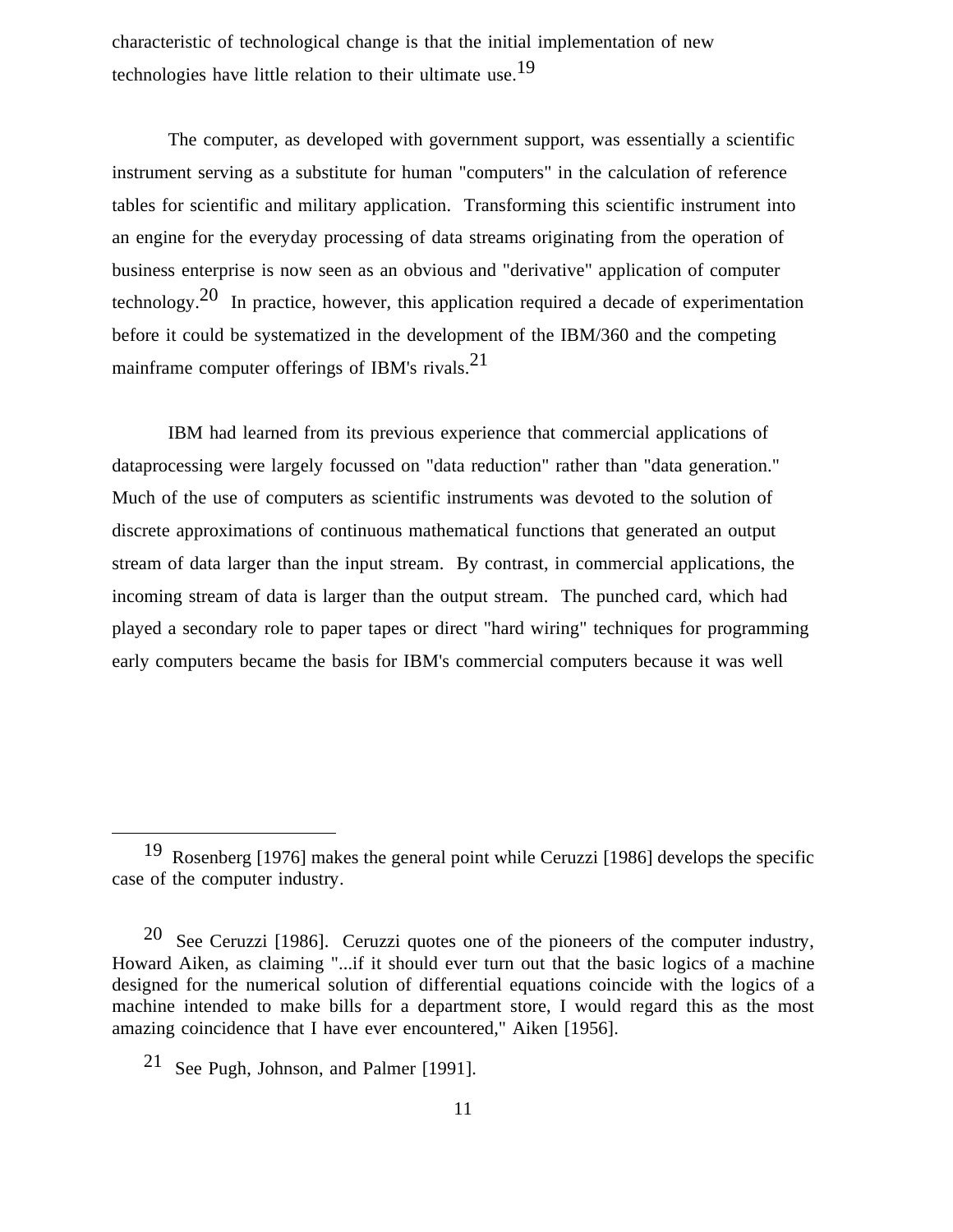characteristic of technological change is that the initial implementation of new technologies have little relation to their ultimate use.[19]

The computer, as developed with government support, was essentially a scientific instrument serving as a substitute for human "computers" in the calculation of reference tables for scientific and military application. Transforming this scientific instrument into an engine for the everyday processing of data streams originating from the operation of business enterprise is now seen as an obvious and "derivative" application of computer technology.[20] In practice, however, this application required a decade of experimentation before it could be systematized in the development of the IBM/360 and the competing mainframe computer offerings of IBM's rivals.[21]

IBM had learned from its previous experience that commercial applications of dataprocessing were largely focussed on "data reduction" rather than "data generation." Much of the use of computers as scientific instruments was devoted to the solution of discrete approximations of continuous mathematical functions that generated an output stream of data larger than the input stream. By contrast, in commercial applications, the incoming stream of data is larger than the output stream. The punched card, which had played a secondary role to paper tapes or direct "hard wiring" techniques for programming early computers became the basis for IBM's commercial computers because it was well

---

[19] Rosenberg [1976] makes the general point while Ceruzzi [1986] develops the specific case of the computer industry.

[20] See Ceruzzi [1986]. Ceruzzi quotes one of the pioneers of the computer industry, Howard Aiken, as claiming "...if it should ever turn out that the basic logics of a machine designed for the numerical solution of differential equations coincide with the logics of a machine intended to make bills for a department store, I would regard this as the most amazing coincidence that I have ever encountered," Aiken [1956].

[21] See Pugh, Johnson, and Palmer [1991].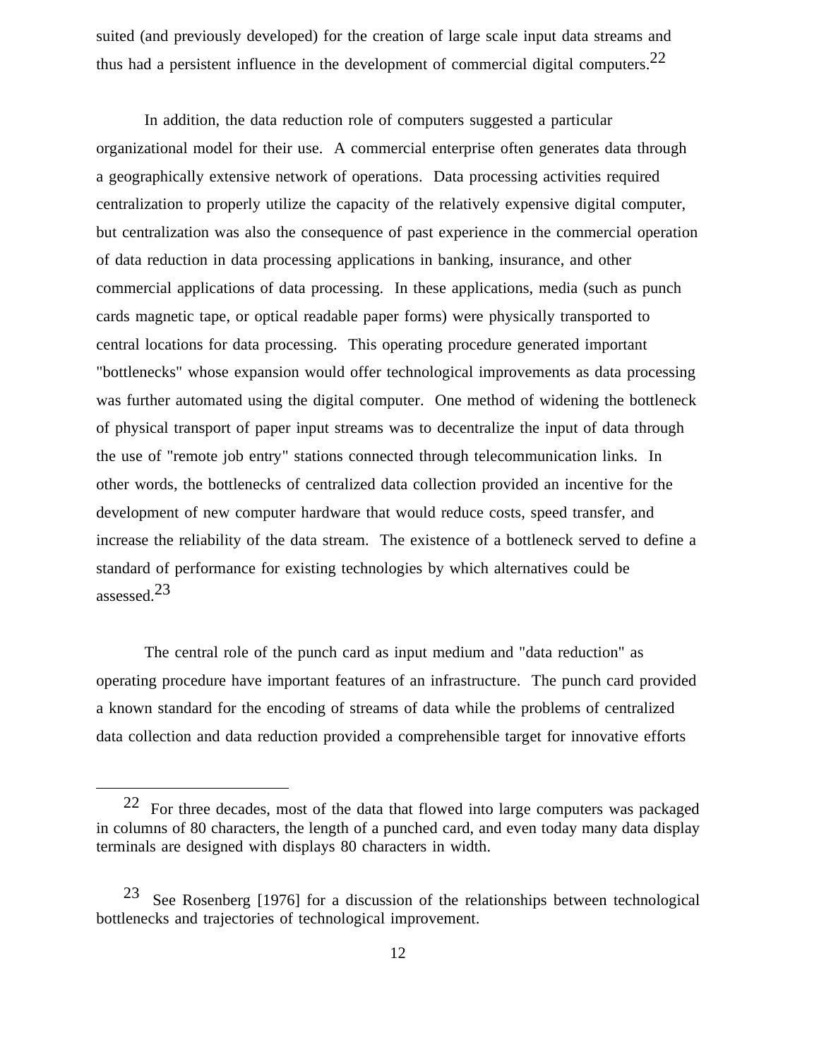suited (and previously developed) for the creation of large scale input data streams and thus had a persistent influence in the development of commercial digital computers.[22]

In addition, the data reduction role of computers suggested a particular organizational model for their use. A commercial enterprise often generates data through a geographically extensive network of operations. Data processing activities required centralization to properly utilize the capacity of the relatively expensive digital computer, but centralization was also the consequence of past experience in the commercial operation of data reduction in data processing applications in banking, insurance, and other commercial applications of data processing. In these applications, media (such as punch cards magnetic tape, or optical readable paper forms) were physically transported to central locations for data processing. This operating procedure generated important "bottlenecks" whose expansion would offer technological improvements as data processing was further automated using the digital computer. One method of widening the bottleneck of physical transport of paper input streams was to decentralize the input of data through the use of "remote job entry" stations connected through telecommunication links. In other words, the bottlenecks of centralized data collection provided an incentive for the development of new computer hardware that would reduce costs, speed transfer, and increase the reliability of the data stream. The existence of a bottleneck served to define a standard of performance for existing technologies by which alternatives could be assessed.[23]

The central role of the punch card as input medium and "data reduction" as operating procedure have important features of an infrastructure. The punch card provided a known standard for the encoding of streams of data while the problems of centralized data collection and data reduction provided a comprehensible target for innovative efforts

---

[22] For three decades, most of the data that flowed into large computers was packaged in columns of 80 characters, the length of a punched card, and even today many data display terminals are designed with displays 80 characters in width.

[23] See Rosenberg [1976] for a discussion of the relationships between technological bottlenecks and trajectories of technological improvement.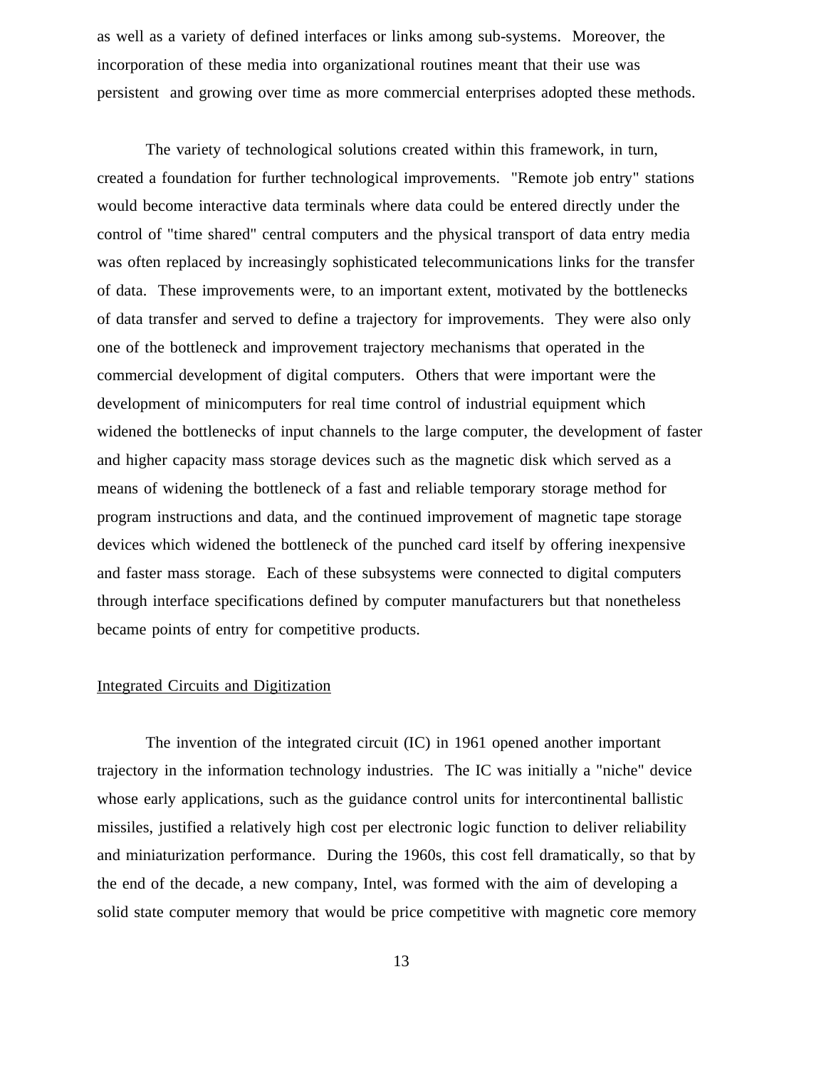as well as a variety of defined interfaces or links among sub-systems. Moreover, the incorporation of these media into organizational routines meant that their use was persistent and growing over time as more commercial enterprises adopted these methods.

The variety of technological solutions created within this framework, in turn, created a foundation for further technological improvements. "Remote job entry" stations would become interactive data terminals where data could be entered directly under the control of "time shared" central computers and the physical transport of data entry media was often replaced by increasingly sophisticated telecommunications links for the transfer of data. These improvements were, to an important extent, motivated by the bottlenecks of data transfer and served to define a trajectory for improvements. They were also only one of the bottleneck and improvement trajectory mechanisms that operated in the commercial development of digital computers. Others that were important were the development of minicomputers for real time control of industrial equipment which widened the bottlenecks of input channels to the large computer, the development of faster and higher capacity mass storage devices such as the magnetic disk which served as a means of widening the bottleneck of a fast and reliable temporary storage method for program instructions and data, and the continued improvement of magnetic tape storage devices which widened the bottleneck of the punched card itself by offering inexpensive and faster mass storage. Each of these subsystems were connected to digital computers through interface specifications defined by computer manufacturers but that nonetheless became points of entry for competitive products.

## Integrated Circuits and Digitization

The invention of the integrated circuit (IC) in 1961 opened another important trajectory in the information technology industries. The IC was initially a "niche" device whose early applications, such as the guidance control units for intercontinental ballistic missiles, justified a relatively high cost per electronic logic function to deliver reliability and miniaturization performance. During the 1960s, this cost fell dramatically, so that by the end of the decade, a new company, Intel, was formed with the aim of developing a solid state computer memory that would be price competitive with magnetic core memory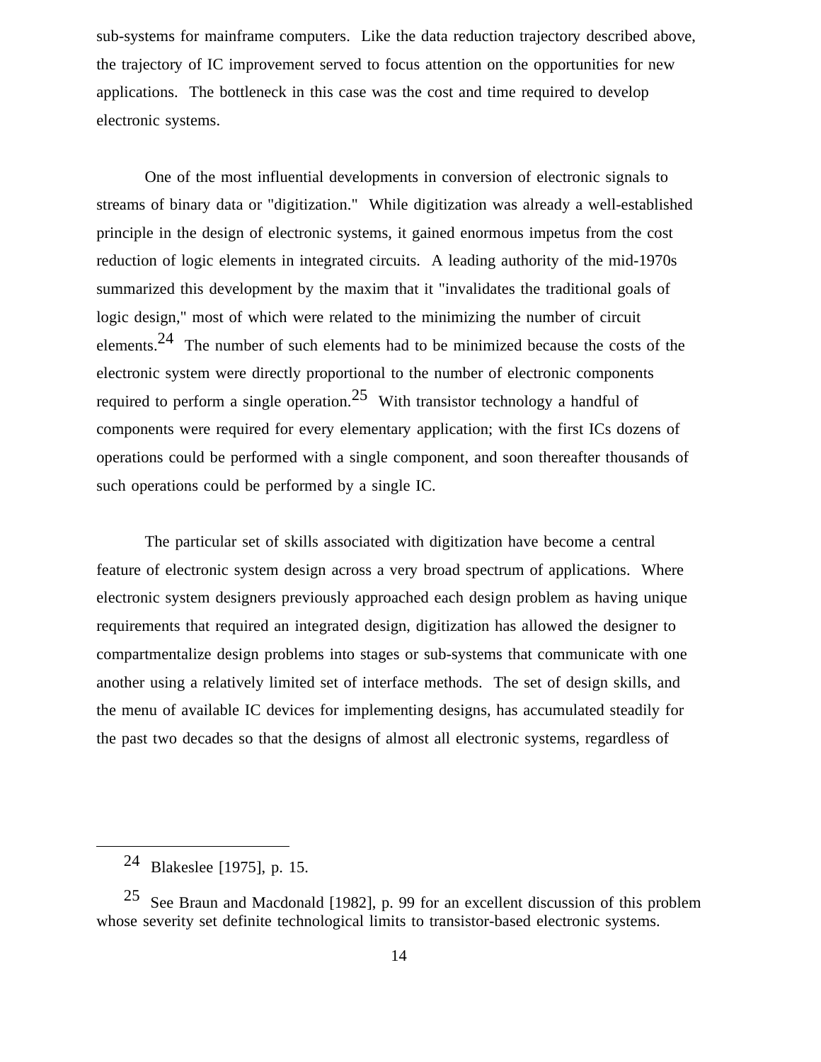sub-systems for mainframe computers. Like the data reduction trajectory described above, the trajectory of IC improvement served to focus attention on the opportunities for new applications. The bottleneck in this case was the cost and time required to develop electronic systems.

One of the most influential developments in conversion of electronic signals to streams of binary data or "digitization." While digitization was already a well-established principle in the design of electronic systems, it gained enormous impetus from the cost reduction of logic elements in integrated circuits. A leading authority of the mid-1970s summarized this development by the maxim that it "invalidates the traditional goals of logic design," most of which were related to the minimizing the number of circuit elements.[24] The number of such elements had to be minimized because the costs of the electronic system were directly proportional to the number of electronic components required to perform a single operation.[25] With transistor technology a handful of components were required for every elementary application; with the first ICs dozens of operations could be performed with a single component, and soon thereafter thousands of such operations could be performed by a single IC.

The particular set of skills associated with digitization have become a central feature of electronic system design across a very broad spectrum of applications. Where electronic system designers previously approached each design problem as having unique requirements that required an integrated design, digitization has allowed the designer to compartmentalize design problems into stages or sub-systems that communicate with one another using a relatively limited set of interface methods. The set of design skills, and the menu of available IC devices for implementing designs, has accumulated steadily for the past two decades so that the designs of almost all electronic systems, regardless of

---

[24] Blakeslee [1975], p. 15.

[25] See Braun and Macdonald [1982], p. 99 for an excellent discussion of this problem whose severity set definite technological limits to transistor-based electronic systems.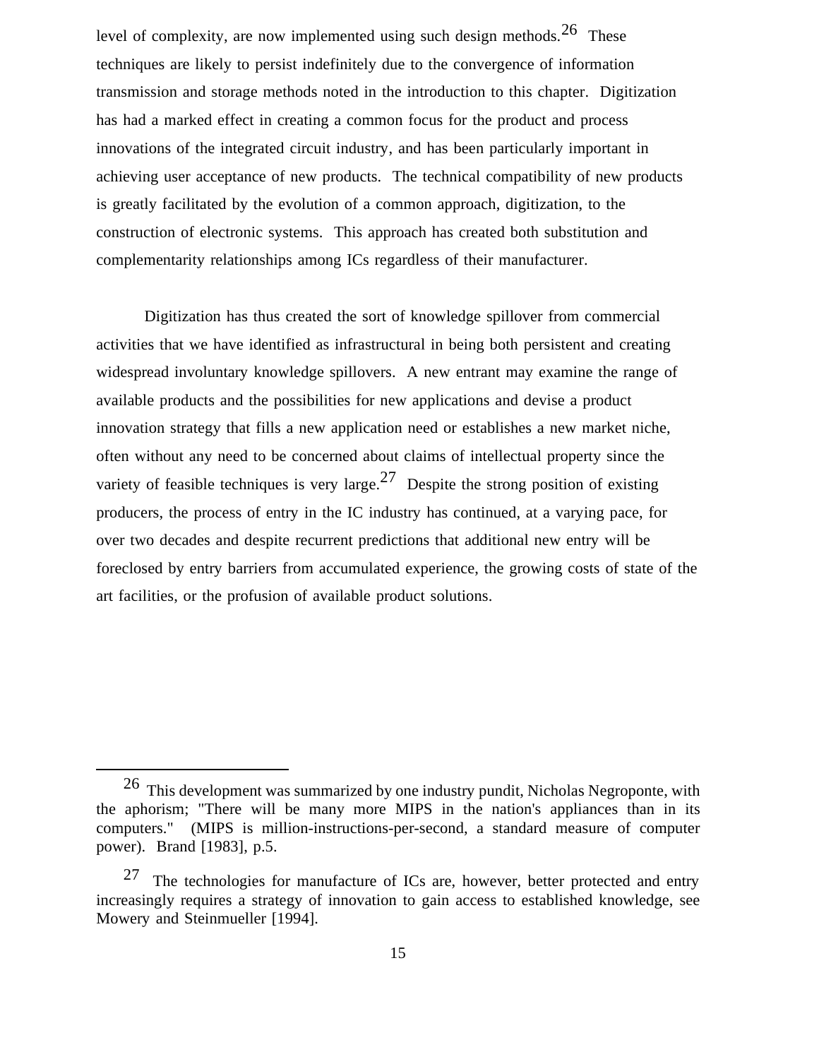level of complexity, are now implemented using such design methods.[26] These techniques are likely to persist indefinitely due to the convergence of information transmission and storage methods noted in the introduction to this chapter. Digitization has had a marked effect in creating a common focus for the product and process innovations of the integrated circuit industry, and has been particularly important in achieving user acceptance of new products. The technical compatibility of new products is greatly facilitated by the evolution of a common approach, digitization, to the construction of electronic systems. This approach has created both substitution and complementarity relationships among ICs regardless of their manufacturer.

Digitization has thus created the sort of knowledge spillover from commercial activities that we have identified as infrastructural in being both persistent and creating widespread involuntary knowledge spillovers. A new entrant may examine the range of available products and the possibilities for new applications and devise a product innovation strategy that fills a new application need or establishes a new market niche, often without any need to be concerned about claims of intellectual property since the variety of feasible techniques is very large.[27] Despite the strong position of existing producers, the process of entry in the IC industry has continued, at a varying pace, for over two decades and despite recurrent predictions that additional new entry will be foreclosed by entry barriers from accumulated experience, the growing costs of state of the art facilities, or the profusion of available product solutions.

---

[26] This development was summarized by one industry pundit, Nicholas Negroponte, with the aphorism; "There will be many more MIPS in the nation's appliances than in its computers." (MIPS is million-instructions-per-second, a standard measure of computer power). Brand [1983], p.5.

[27] The technologies for manufacture of ICs are, however, better protected and entry increasingly requires a strategy of innovation to gain access to established knowledge, see Mowery and Steinmueller [1994].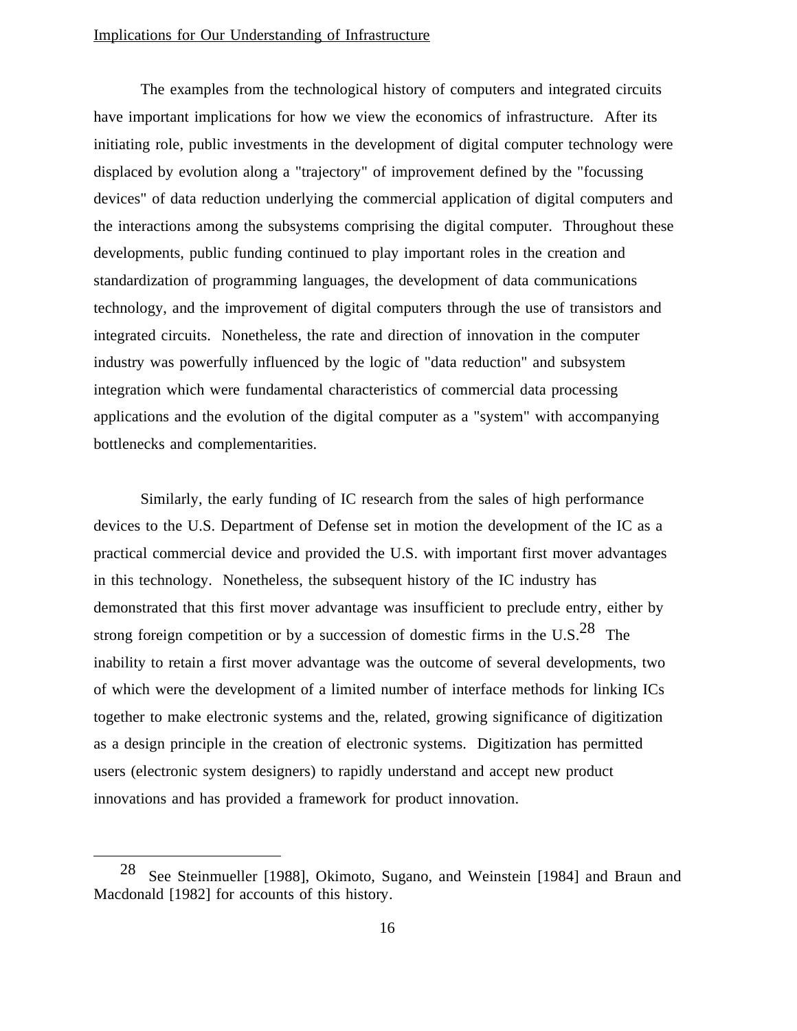Implications for Our Understanding of Infrastructure

The examples from the technological history of computers and integrated circuits have important implications for how we view the economics of infrastructure. After its initiating role, public investments in the development of digital computer technology were displaced by evolution along a "trajectory" of improvement defined by the "focussing devices" of data reduction underlying the commercial application of digital computers and the interactions among the subsystems comprising the digital computer. Throughout these developments, public funding continued to play important roles in the creation and standardization of programming languages, the development of data communications technology, and the improvement of digital computers through the use of transistors and integrated circuits. Nonetheless, the rate and direction of innovation in the computer industry was powerfully influenced by the logic of "data reduction" and subsystem integration which were fundamental characteristics of commercial data processing applications and the evolution of the digital computer as a "system" with accompanying bottlenecks and complementarities.

Similarly, the early funding of IC research from the sales of high performance devices to the U.S. Department of Defense set in motion the development of the IC as a practical commercial device and provided the U.S. with important first mover advantages in this technology. Nonetheless, the subsequent history of the IC industry has demonstrated that this first mover advantage was insufficient to preclude entry, either by strong foreign competition or by a succession of domestic firms in the U.S.[28] The inability to retain a first mover advantage was the outcome of several developments, two of which were the development of a limited number of interface methods for linking ICs together to make electronic systems and the, related, growing significance of digitization as a design principle in the creation of electronic systems. Digitization has permitted users (electronic system designers) to rapidly understand and accept new product innovations and has provided a framework for product innovation.

---

[28] See Steinmueller [1988], Okimoto, Sugano, and Weinstein [1984] and Braun and Macdonald [1982] for accounts of this history.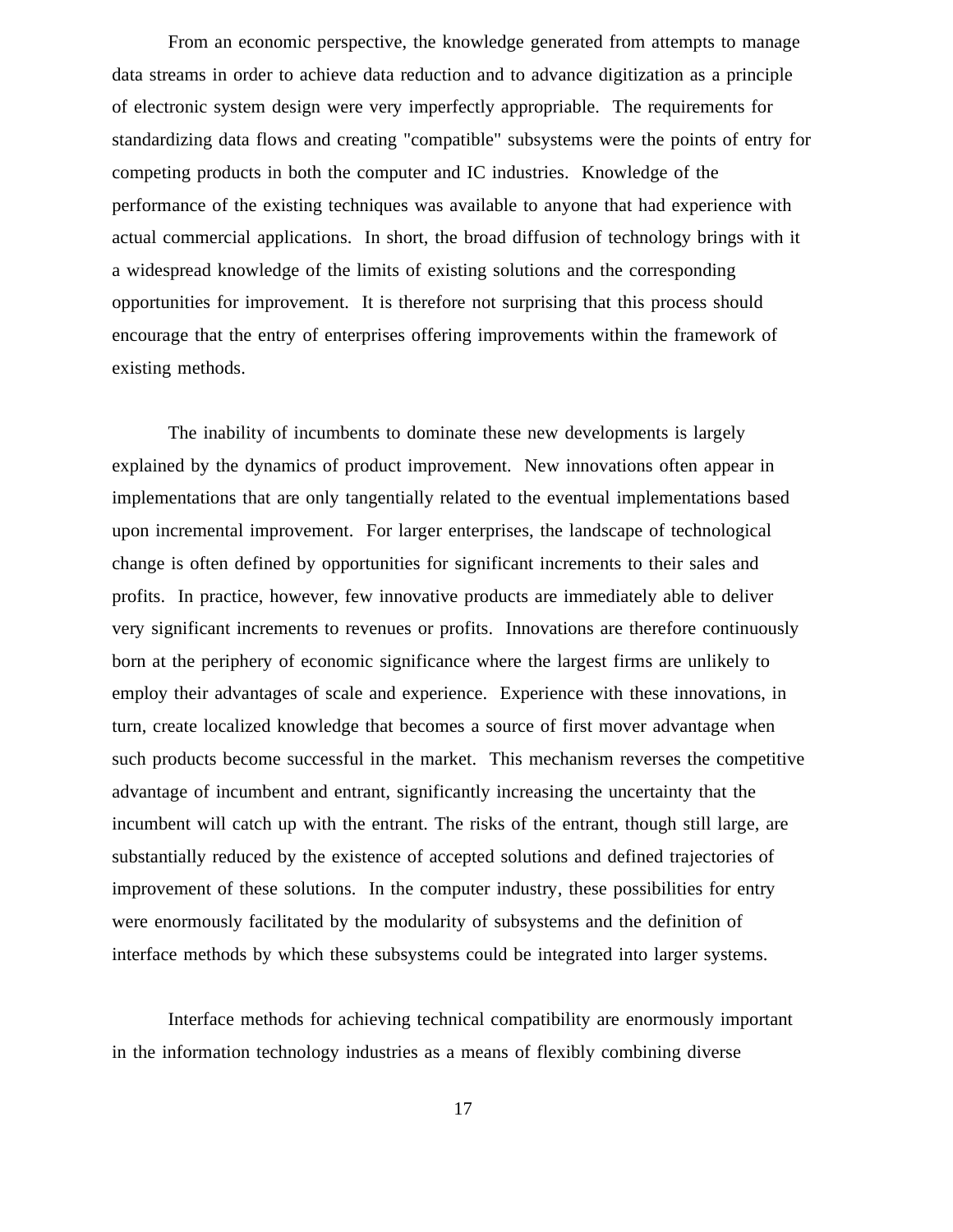From an economic perspective, the knowledge generated from attempts to manage data streams in order to achieve data reduction and to advance digitization as a principle of electronic system design were very imperfectly appropriable. The requirements for standardizing data flows and creating "compatible" subsystems were the points of entry for competing products in both the computer and IC industries. Knowledge of the performance of the existing techniques was available to anyone that had experience with actual commercial applications. In short, the broad diffusion of technology brings with it a widespread knowledge of the limits of existing solutions and the corresponding opportunities for improvement. It is therefore not surprising that this process should encourage that the entry of enterprises offering improvements within the framework of existing methods.

The inability of incumbents to dominate these new developments is largely explained by the dynamics of product improvement. New innovations often appear in implementations that are only tangentially related to the eventual implementations based upon incremental improvement. For larger enterprises, the landscape of technological change is often defined by opportunities for significant increments to their sales and profits. In practice, however, few innovative products are immediately able to deliver very significant increments to revenues or profits. Innovations are therefore continuously born at the periphery of economic significance where the largest firms are unlikely to employ their advantages of scale and experience. Experience with these innovations, in turn, create localized knowledge that becomes a source of first mover advantage when such products become successful in the market. This mechanism reverses the competitive advantage of incumbent and entrant, significantly increasing the uncertainty that the incumbent will catch up with the entrant. The risks of the entrant, though still large, are substantially reduced by the existence of accepted solutions and defined trajectories of improvement of these solutions. In the computer industry, these possibilities for entry were enormously facilitated by the modularity of subsystems and the definition of interface methods by which these subsystems could be integrated into larger systems.

Interface methods for achieving technical compatibility are enormously important in the information technology industries as a means of flexibly combining diverse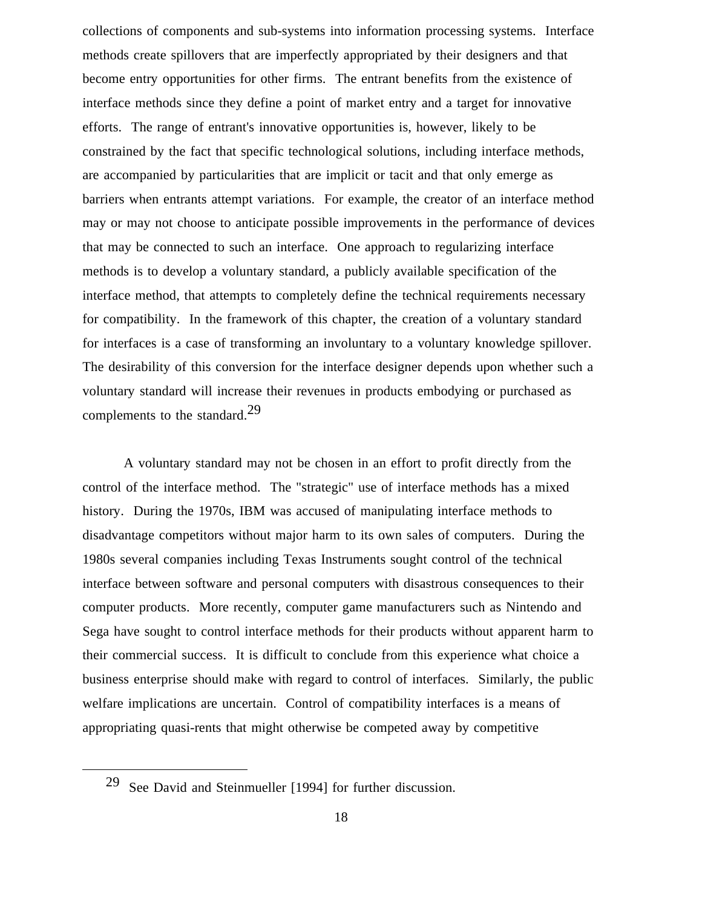collections of components and sub-systems into information processing systems. Interface methods create spillovers that are imperfectly appropriated by their designers and that become entry opportunities for other firms. The entrant benefits from the existence of interface methods since they define a point of market entry and a target for innovative efforts. The range of entrant's innovative opportunities is, however, likely to be constrained by the fact that specific technological solutions, including interface methods, are accompanied by particularities that are implicit or tacit and that only emerge as barriers when entrants attempt variations. For example, the creator of an interface method may or may not choose to anticipate possible improvements in the performance of devices that may be connected to such an interface. One approach to regularizing interface methods is to develop a voluntary standard, a publicly available specification of the interface method, that attempts to completely define the technical requirements necessary for compatibility. In the framework of this chapter, the creation of a voluntary standard for interfaces is a case of transforming an involuntary to a voluntary knowledge spillover. The desirability of this conversion for the interface designer depends upon whether such a voluntary standard will increase their revenues in products embodying or purchased as complements to the standard.[29]

A voluntary standard may not be chosen in an effort to profit directly from the control of the interface method. The "strategic" use of interface methods has a mixed history. During the 1970s, IBM was accused of manipulating interface methods to disadvantage competitors without major harm to its own sales of computers. During the 1980s several companies including Texas Instruments sought control of the technical interface between software and personal computers with disastrous consequences to their computer products. More recently, computer game manufacturers such as Nintendo and Sega have sought to control interface methods for their products without apparent harm to their commercial success. It is difficult to conclude from this experience what choice a business enterprise should make with regard to control of interfaces. Similarly, the public welfare implications are uncertain. Control of compatibility interfaces is a means of appropriating quasi-rents that might otherwise be competed away by competitive

---

[29] See David and Steinmueller [1994] for further discussion.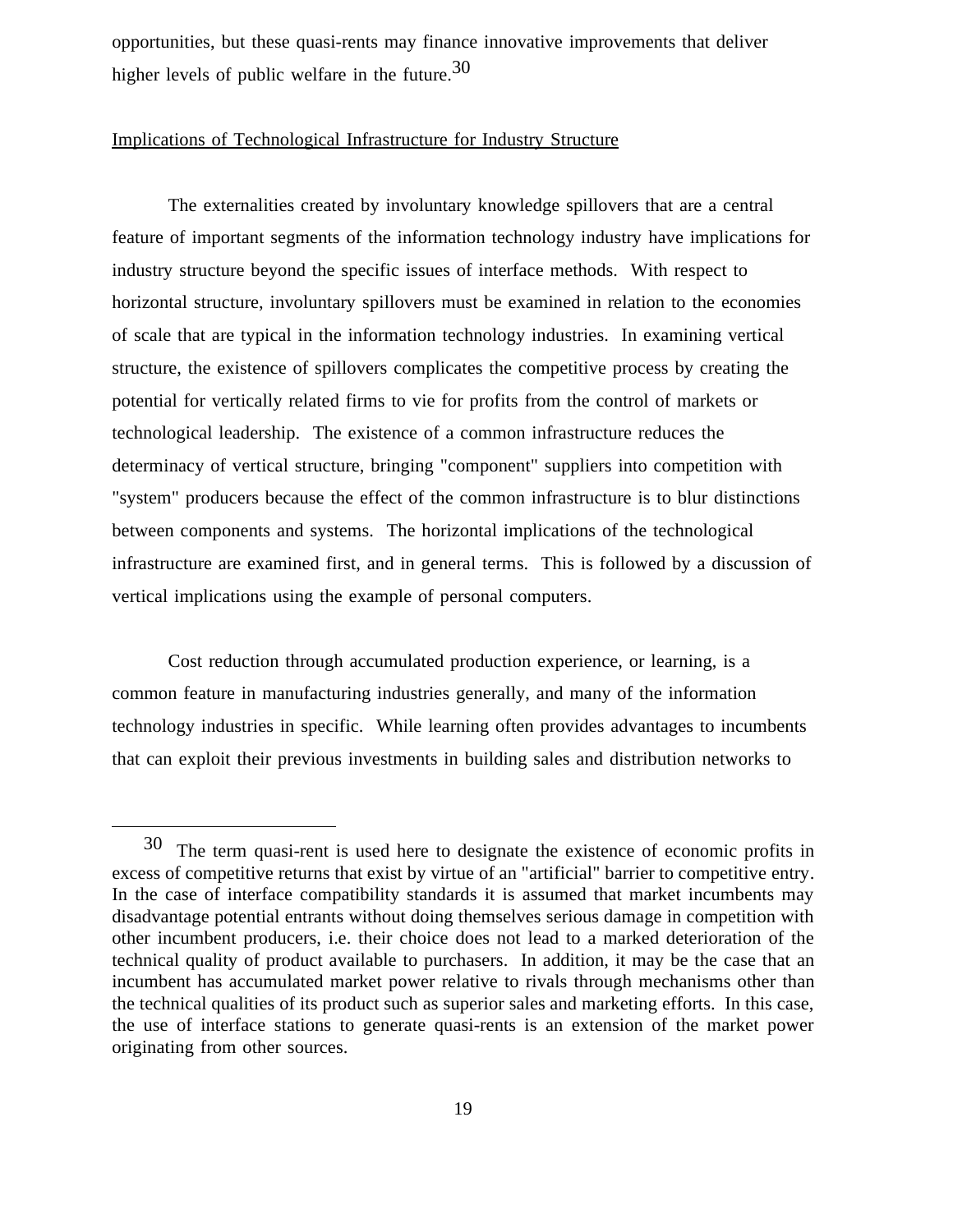opportunities, but these quasi-rents may finance innovative improvements that deliver higher levels of public welfare in the future.[30]

Implications of Technological Infrastructure for Industry Structure

The externalities created by involuntary knowledge spillovers that are a central feature of important segments of the information technology industry have implications for industry structure beyond the specific issues of interface methods. With respect to horizontal structure, involuntary spillovers must be examined in relation to the economies of scale that are typical in the information technology industries. In examining vertical structure, the existence of spillovers complicates the competitive process by creating the potential for vertically related firms to vie for profits from the control of markets or technological leadership. The existence of a common infrastructure reduces the determinacy of vertical structure, bringing "component" suppliers into competition with "system" producers because the effect of the common infrastructure is to blur distinctions between components and systems. The horizontal implications of the technological infrastructure are examined first, and in general terms. This is followed by a discussion of vertical implications using the example of personal computers.

Cost reduction through accumulated production experience, or learning, is a common feature in manufacturing industries generally, and many of the information technology industries in specific. While learning often provides advantages to incumbents that can exploit their previous investments in building sales and distribution networks to

---

[30] The term quasi-rent is used here to designate the existence of economic profits in excess of competitive returns that exist by virtue of an "artificial" barrier to competitive entry. In the case of interface compatibility standards it is assumed that market incumbents may disadvantage potential entrants without doing themselves serious damage in competition with other incumbent producers, i.e. their choice does not lead to a marked deterioration of the technical quality of product available to purchasers. In addition, it may be the case that an incumbent has accumulated market power relative to rivals through mechanisms other than the technical qualities of its product such as superior sales and marketing efforts. In this case, the use of interface stations to generate quasi-rents is an extension of the market power originating from other sources.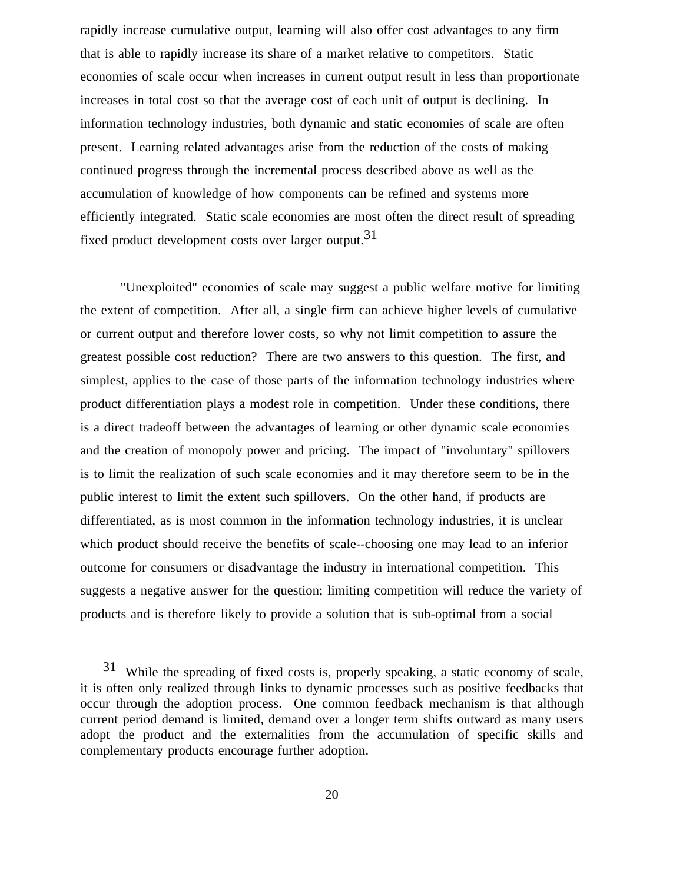rapidly increase cumulative output, learning will also offer cost advantages to any firm that is able to rapidly increase its share of a market relative to competitors. Static economies of scale occur when increases in current output result in less than proportionate increases in total cost so that the average cost of each unit of output is declining. In information technology industries, both dynamic and static economies of scale are often present. Learning related advantages arise from the reduction of the costs of making continued progress through the incremental process described above as well as the accumulation of knowledge of how components can be refined and systems more efficiently integrated. Static scale economies are most often the direct result of spreading fixed product development costs over larger output.[31]

"Unexploited" economies of scale may suggest a public welfare motive for limiting the extent of competition. After all, a single firm can achieve higher levels of cumulative or current output and therefore lower costs, so why not limit competition to assure the greatest possible cost reduction? There are two answers to this question. The first, and simplest, applies to the case of those parts of the information technology industries where product differentiation plays a modest role in competition. Under these conditions, there is a direct tradeoff between the advantages of learning or other dynamic scale economies and the creation of monopoly power and pricing. The impact of "involuntary" spillovers is to limit the realization of such scale economies and it may therefore seem to be in the public interest to limit the extent such spillovers. On the other hand, if products are differentiated, as is most common in the information technology industries, it is unclear which product should receive the benefits of scale--choosing one may lead to an inferior outcome for consumers or disadvantage the industry in international competition. This suggests a negative answer for the question; limiting competition will reduce the variety of products and is therefore likely to provide a solution that is sub-optimal from a social

---

[31] While the spreading of fixed costs is, properly speaking, a static economy of scale, it is often only realized through links to dynamic processes such as positive feedbacks that occur through the adoption process. One common feedback mechanism is that although current period demand is limited, demand over a longer term shifts outward as many users adopt the product and the externalities from the accumulation of specific skills and complementary products encourage further adoption.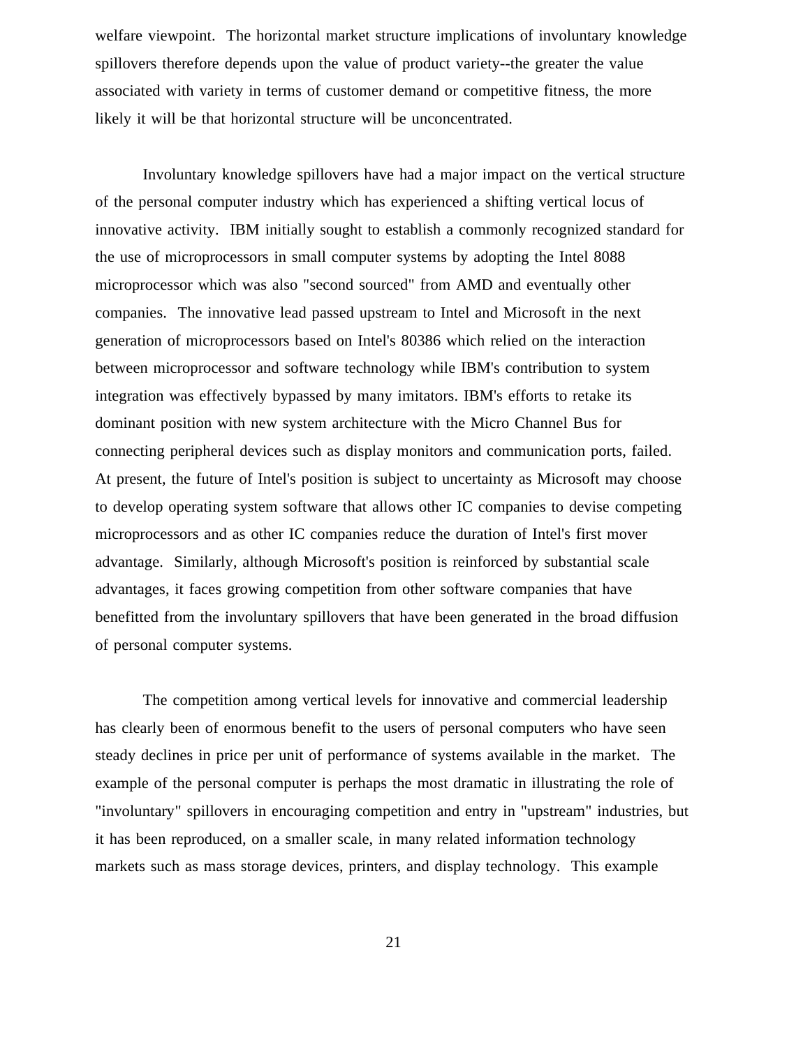welfare viewpoint. The horizontal market structure implications of involuntary knowledge spillovers therefore depends upon the value of product variety--the greater the value associated with variety in terms of customer demand or competitive fitness, the more likely it will be that horizontal structure will be unconcentrated.

Involuntary knowledge spillovers have had a major impact on the vertical structure of the personal computer industry which has experienced a shifting vertical locus of innovative activity. IBM initially sought to establish a commonly recognized standard for the use of microprocessors in small computer systems by adopting the Intel 8088 microprocessor which was also "second sourced" from AMD and eventually other companies. The innovative lead passed upstream to Intel and Microsoft in the next generation of microprocessors based on Intel's 80386 which relied on the interaction between microprocessor and software technology while IBM's contribution to system integration was effectively bypassed by many imitators. IBM's efforts to retake its dominant position with new system architecture with the Micro Channel Bus for connecting peripheral devices such as display monitors and communication ports, failed. At present, the future of Intel's position is subject to uncertainty as Microsoft may choose to develop operating system software that allows other IC companies to devise competing microprocessors and as other IC companies reduce the duration of Intel's first mover advantage. Similarly, although Microsoft's position is reinforced by substantial scale advantages, it faces growing competition from other software companies that have benefitted from the involuntary spillovers that have been generated in the broad diffusion of personal computer systems.

The competition among vertical levels for innovative and commercial leadership has clearly been of enormous benefit to the users of personal computers who have seen steady declines in price per unit of performance of systems available in the market. The example of the personal computer is perhaps the most dramatic in illustrating the role of "involuntary" spillovers in encouraging competition and entry in "upstream" industries, but it has been reproduced, on a smaller scale, in many related information technology markets such as mass storage devices, printers, and display technology. This example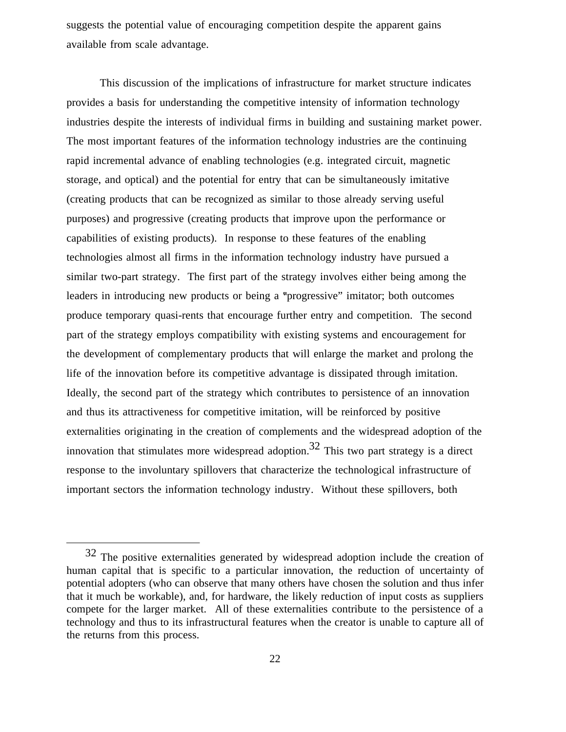suggests the potential value of encouraging competition despite the apparent gains available from scale advantage.

This discussion of the implications of infrastructure for market structure indicates provides a basis for understanding the competitive intensity of information technology industries despite the interests of individual firms in building and sustaining market power. The most important features of the information technology industries are the continuing rapid incremental advance of enabling technologies (e.g. integrated circuit, magnetic storage, and optical) and the potential for entry that can be simultaneously imitative (creating products that can be recognized as similar to those already serving useful purposes) and progressive (creating products that improve upon the performance or capabilities of existing products). In response to these features of the enabling technologies almost all firms in the information technology industry have pursued a similar two-part strategy. The first part of the strategy involves either being among the leaders in introducing new products or being a "progressive" imitator; both outcomes produce temporary quasi-rents that encourage further entry and competition. The second part of the strategy employs compatibility with existing systems and encouragement for the development of complementary products that will enlarge the market and prolong the life of the innovation before its competitive advantage is dissipated through imitation. Ideally, the second part of the strategy which contributes to persistence of an innovation and thus its attractiveness for competitive imitation, will be reinforced by positive externalities originating in the creation of complements and the widespread adoption of the innovation that stimulates more widespread adoption.[32] This two part strategy is a direct response to the involuntary spillovers that characterize the technological infrastructure of important sectors the information technology industry. Without these spillovers, both

---

[32] The positive externalities generated by widespread adoption include the creation of human capital that is specific to a particular innovation, the reduction of uncertainty of potential adopters (who can observe that many others have chosen the solution and thus infer that it much be workable), and, for hardware, the likely reduction of input costs as suppliers compete for the larger market. All of these externalities contribute to the persistence of a technology and thus to its infrastructural features when the creator is unable to capture all of the returns from this process.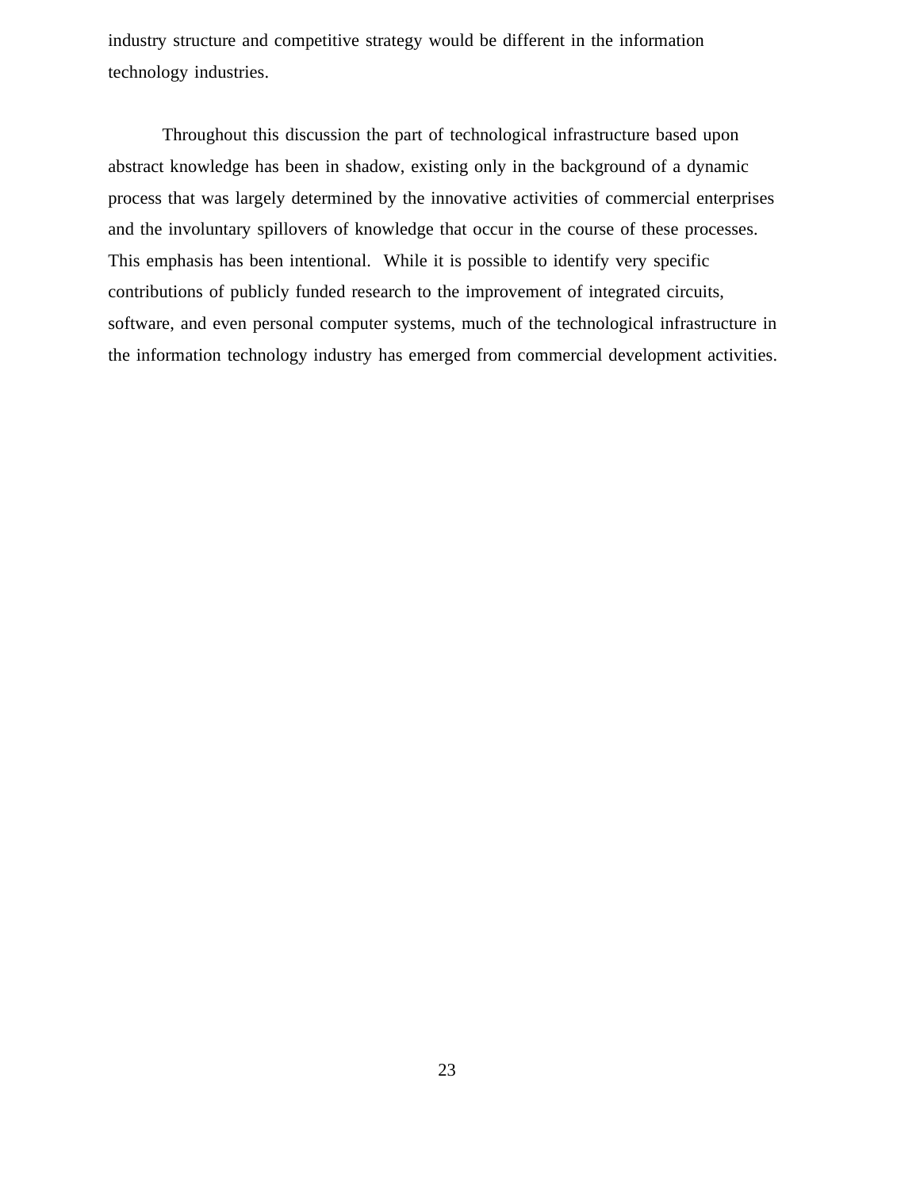industry structure and competitive strategy would be different in the information technology industries.

Throughout this discussion the part of technological infrastructure based upon abstract knowledge has been in shadow, existing only in the background of a dynamic process that was largely determined by the innovative activities of commercial enterprises and the involuntary spillovers of knowledge that occur in the course of these processes. This emphasis has been intentional. While it is possible to identify very specific contributions of publicly funded research to the improvement of integrated circuits, software, and even personal computer systems, much of the technological infrastructure in the information technology industry has emerged from commercial development activities.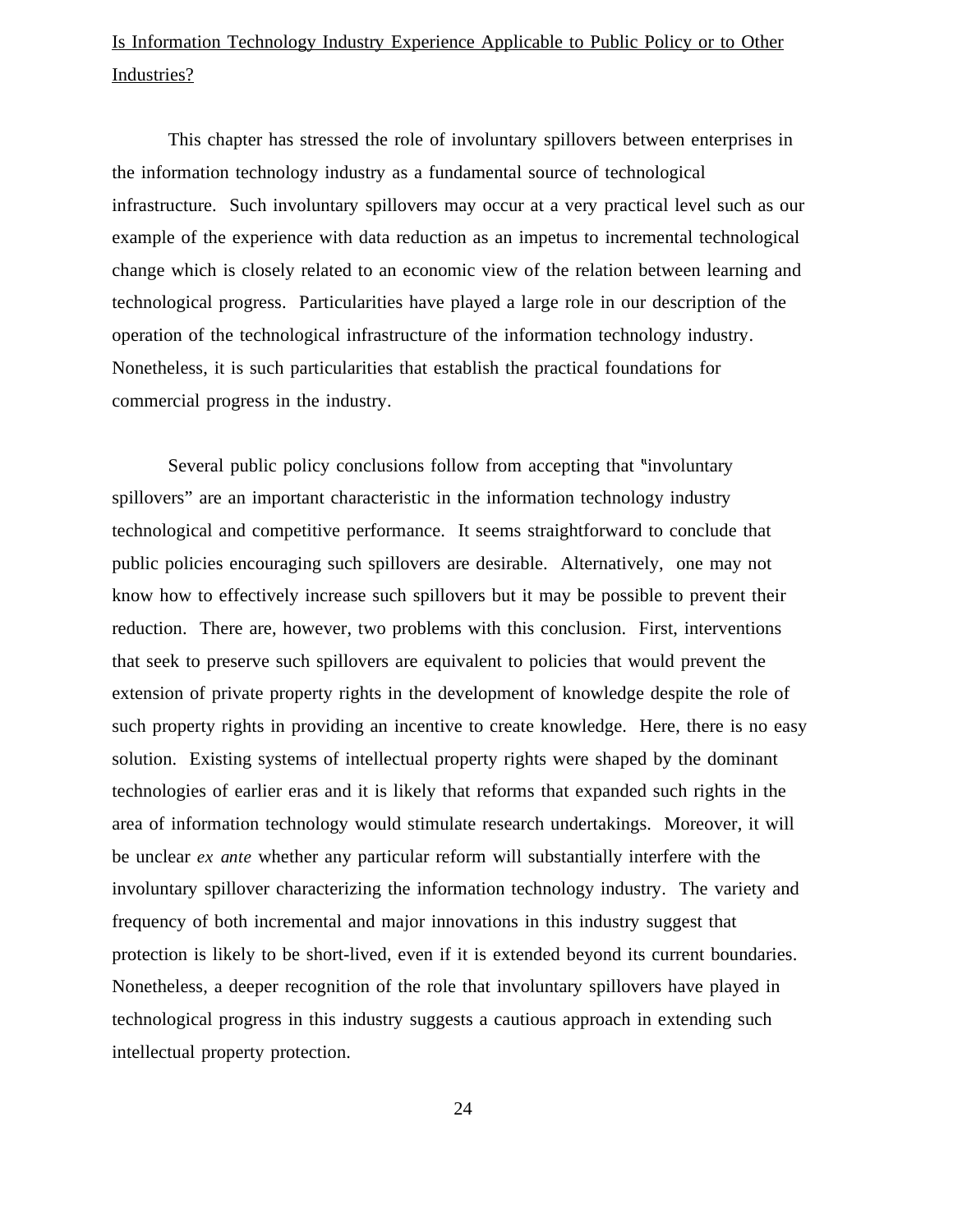Is Information Technology Industry Experience Applicable to Public Policy or to Other Industries?

This chapter has stressed the role of involuntary spillovers between enterprises in the information technology industry as a fundamental source of technological infrastructure. Such involuntary spillovers may occur at a very practical level such as our example of the experience with data reduction as an impetus to incremental technological change which is closely related to an economic view of the relation between learning and technological progress. Particularities have played a large role in our description of the operation of the technological infrastructure of the information technology industry. Nonetheless, it is such particularities that establish the practical foundations for commercial progress in the industry.

Several public policy conclusions follow from accepting that "involuntary spillovers" are an important characteristic in the information technology industry technological and competitive performance. It seems straightforward to conclude that public policies encouraging such spillovers are desirable. Alternatively, one may not know how to effectively increase such spillovers but it may be possible to prevent their reduction. There are, however, two problems with this conclusion. First, interventions that seek to preserve such spillovers are equivalent to policies that would prevent the extension of private property rights in the development of knowledge despite the role of such property rights in providing an incentive to create knowledge. Here, there is no easy solution. Existing systems of intellectual property rights were shaped by the dominant technologies of earlier eras and it is likely that reforms that expanded such rights in the area of information technology would stimulate research undertakings. Moreover, it will be unclear *ex ante* whether any particular reform will substantially interfere with the involuntary spillover characterizing the information technology industry. The variety and frequency of both incremental and major innovations in this industry suggest that protection is likely to be short-lived, even if it is extended beyond its current boundaries. Nonetheless, a deeper recognition of the role that involuntary spillovers have played in technological progress in this industry suggests a cautious approach in extending such intellectual property protection.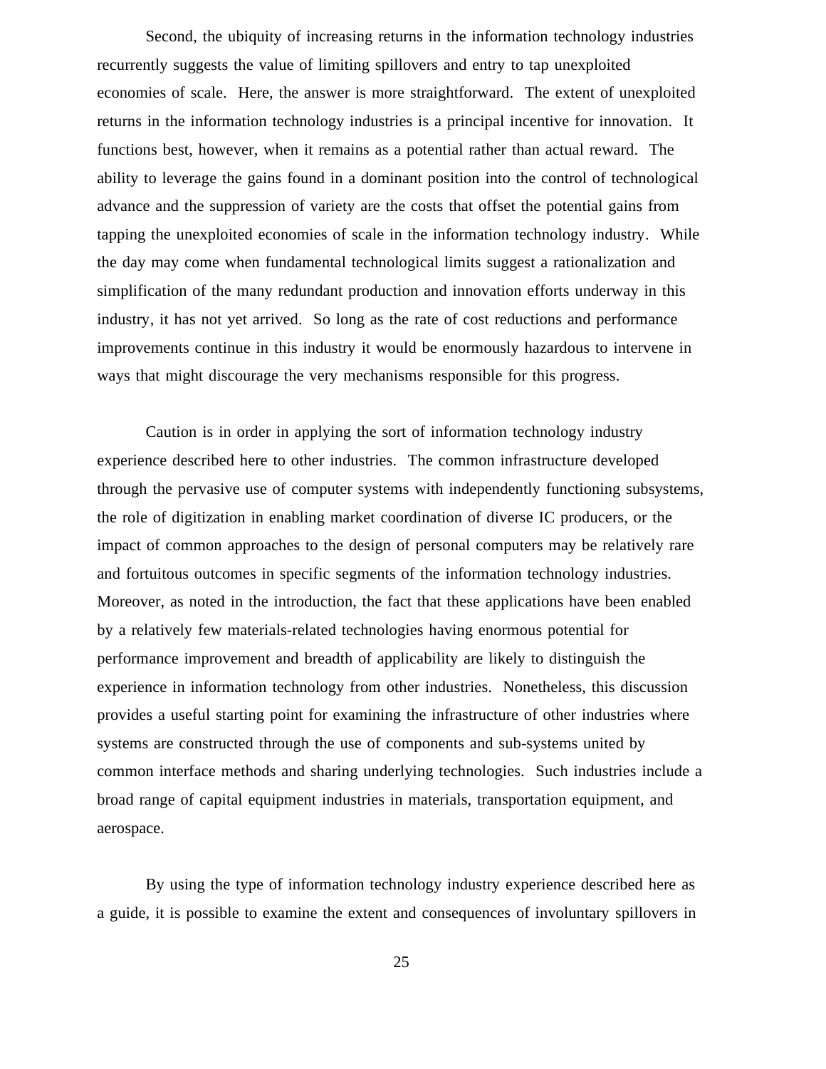Second, the ubiquity of increasing returns in the information technology industries recurrently suggests the value of limiting spillovers and entry to tap unexploited economies of scale. Here, the answer is more straightforward. The extent of unexploited returns in the information technology industries is a principal incentive for innovation. It functions best, however, when it remains as a potential rather than actual reward. The ability to leverage the gains found in a dominant position into the control of technological advance and the suppression of variety are the costs that offset the potential gains from tapping the unexploited economies of scale in the information technology industry. While the day may come when fundamental technological limits suggest a rationalization and simplification of the many redundant production and innovation efforts underway in this industry, it has not yet arrived. So long as the rate of cost reductions and performance improvements continue in this industry it would be enormously hazardous to intervene in ways that might discourage the very mechanisms responsible for this progress.

Caution is in order in applying the sort of information technology industry experience described here to other industries. The common infrastructure developed through the pervasive use of computer systems with independently functioning subsystems, the role of digitization in enabling market coordination of diverse IC producers, or the impact of common approaches to the design of personal computers may be relatively rare and fortuitous outcomes in specific segments of the information technology industries. Moreover, as noted in the introduction, the fact that these applications have been enabled by a relatively few materials-related technologies having enormous potential for performance improvement and breadth of applicability are likely to distinguish the experience in information technology from other industries. Nonetheless, this discussion provides a useful starting point for examining the infrastructure of other industries where systems are constructed through the use of components and sub-systems united by common interface methods and sharing underlying technologies. Such industries include a broad range of capital equipment industries in materials, transportation equipment, and aerospace.

By using the type of information technology industry experience described here as a guide, it is possible to examine the extent and consequences of involuntary spillovers in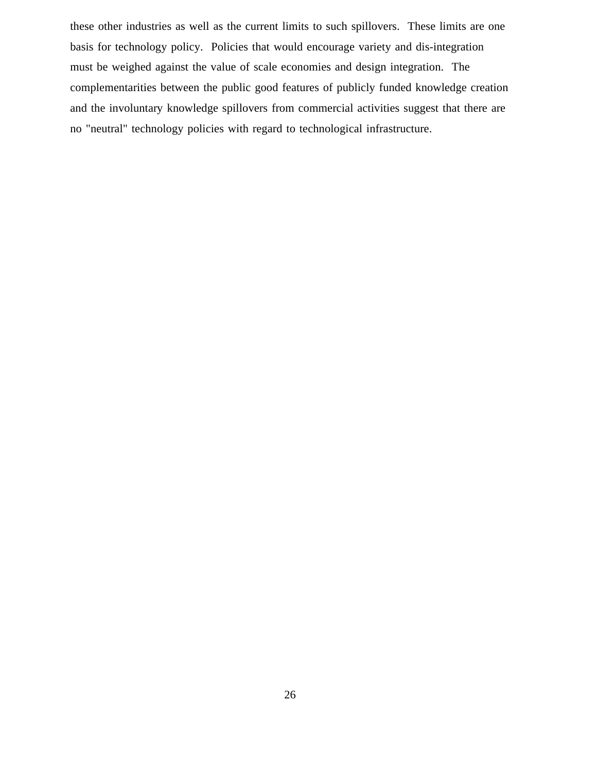these other industries as well as the current limits to such spillovers. These limits are one basis for technology policy. Policies that would encourage variety and dis-integration must be weighed against the value of scale economies and design integration. The complementarities between the public good features of publicly funded knowledge creation and the involuntary knowledge spillovers from commercial activities suggest that there are no "neutral" technology policies with regard to technological infrastructure.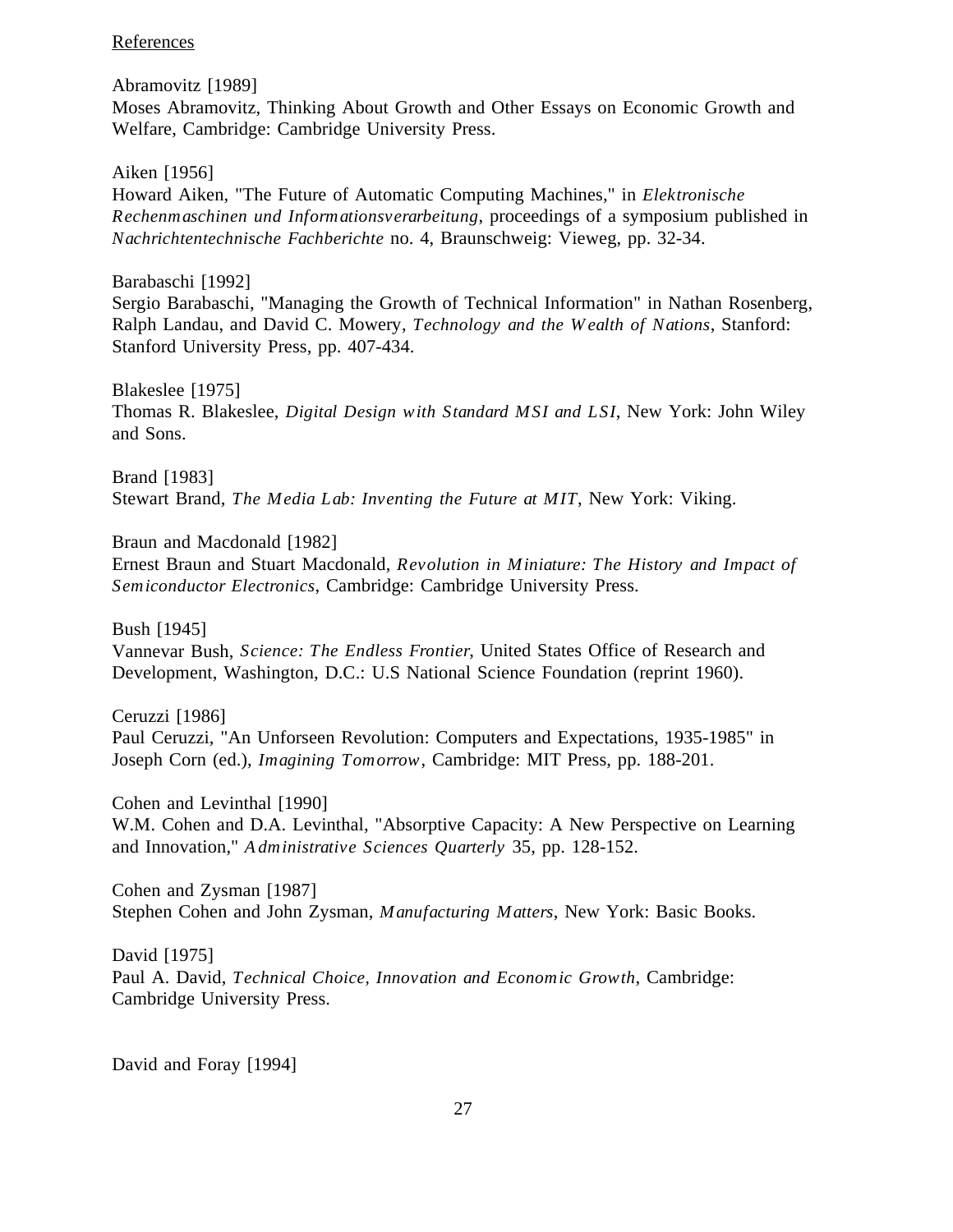References

Abramovitz [1989]
Moses Abramovitz, Thinking About Growth and Other Essays on Economic Growth and Welfare, Cambridge: Cambridge University Press.

Aiken [1956]
Howard Aiken, "The Future of Automatic Computing Machines," in *Elektronische Rechenmaschinen und Informationsverarbeitung*, proceedings of a symposium published in *Nachrichtentechnische Fachberichte* no. 4, Braunschweig: Vieweg, pp. 32-34.

Barabaschi [1992]
Sergio Barabaschi, "Managing the Growth of Technical Information" in Nathan Rosenberg, Ralph Landau, and David C. Mowery, *Technology and the Wealth of Nations*, Stanford: Stanford University Press, pp. 407-434.

Blakeslee [1975]
Thomas R. Blakeslee, *Digital Design with Standard MSI and LSI*, New York: John Wiley and Sons.

Brand [1983]
Stewart Brand, *The Media Lab: Inventing the Future at MIT*, New York: Viking.

Braun and Macdonald [1982]
Ernest Braun and Stuart Macdonald, *Revolution in Miniature: The History and Impact of Semiconductor Electronics*, Cambridge: Cambridge University Press.

Bush [1945]
Vannevar Bush, *Science: The Endless Frontier*, United States Office of Research and Development, Washington, D.C.: U.S National Science Foundation (reprint 1960).

Ceruzzi [1986]
Paul Ceruzzi, "An Unforseen Revolution: Computers and Expectations, 1935-1985" in Joseph Corn (ed.), *Imagining Tomorrow*, Cambridge: MIT Press, pp. 188-201.

Cohen and Levinthal [1990]
W.M. Cohen and D.A. Levinthal, "Absorptive Capacity: A New Perspective on Learning and Innovation," *Administrative Sciences Quarterly* 35, pp. 128-152.

Cohen and Zysman [1987]
Stephen Cohen and John Zysman, *Manufacturing Matters*, New York: Basic Books.

David [1975]
Paul A. David, *Technical Choice, Innovation and Economic Growth*, Cambridge: Cambridge University Press.

David and Foray [1994]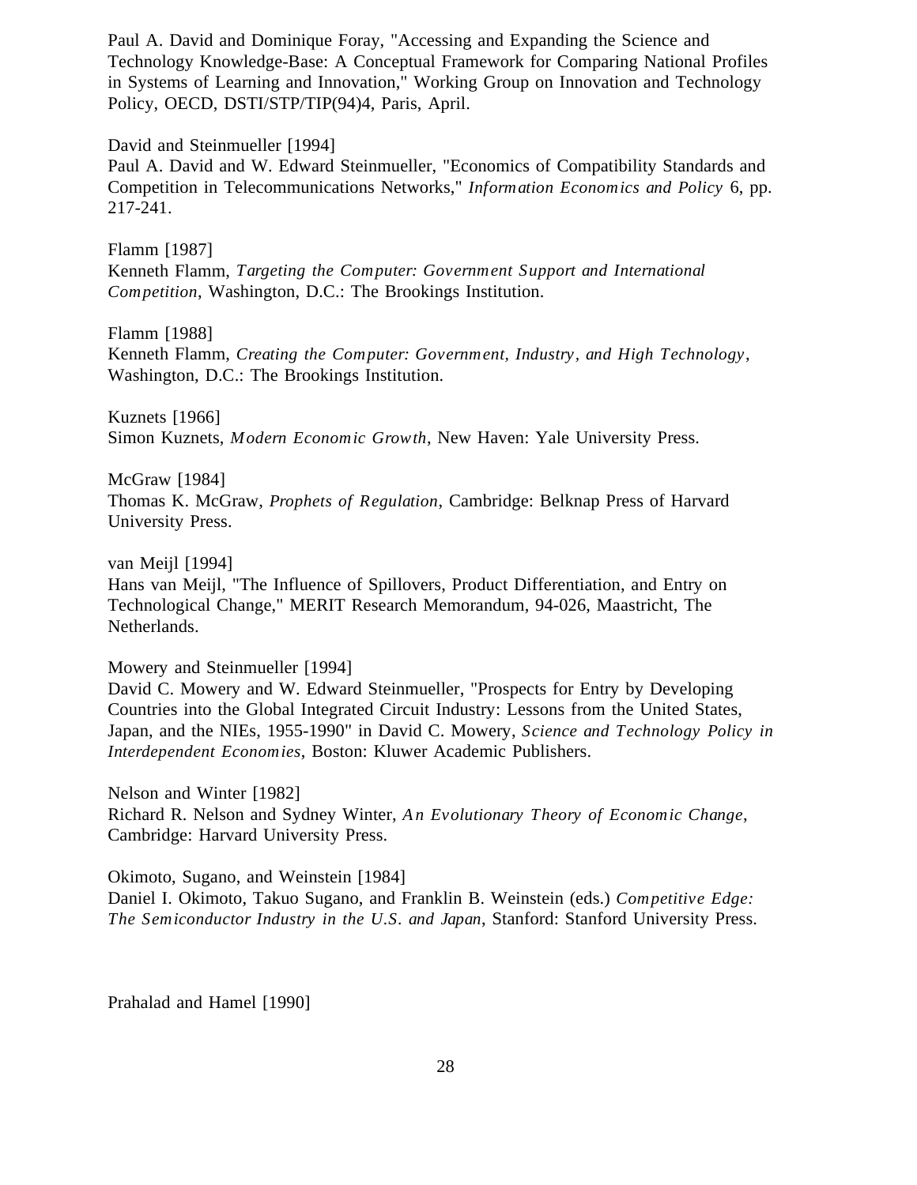Paul A. David and Dominique Foray, "Accessing and Expanding the Science and Technology Knowledge-Base: A Conceptual Framework for Comparing National Profiles in Systems of Learning and Innovation," Working Group on Innovation and Technology Policy, OECD, DSTI/STP/TIP(94)4, Paris, April.

David and Steinmueller [1994]
Paul A. David and W. Edward Steinmueller, "Economics of Compatibility Standards and Competition in Telecommunications Networks," *Information Economics and Policy* 6, pp. 217-241.

Flamm [1987]
Kenneth Flamm, *Targeting the Computer: Government Support and International Competition*, Washington, D.C.: The Brookings Institution.

Flamm [1988]
Kenneth Flamm, *Creating the Computer: Government, Industry, and High Technology*, Washington, D.C.: The Brookings Institution.

Kuznets [1966]
Simon Kuznets, *Modern Economic Growth*, New Haven: Yale University Press.

McGraw [1984]
Thomas K. McGraw, *Prophets of Regulation*, Cambridge: Belknap Press of Harvard University Press.

van Meijl [1994]
Hans van Meijl, "The Influence of Spillovers, Product Differentiation, and Entry on Technological Change," MERIT Research Memorandum, 94-026, Maastricht, The Netherlands.

Mowery and Steinmueller [1994]
David C. Mowery and W. Edward Steinmueller, "Prospects for Entry by Developing Countries into the Global Integrated Circuit Industry: Lessons from the United States, Japan, and the NIEs, 1955-1990" in David C. Mowery, *Science and Technology Policy in Interdependent Economies*, Boston: Kluwer Academic Publishers.

Nelson and Winter [1982]
Richard R. Nelson and Sydney Winter, *An Evolutionary Theory of Economic Change*, Cambridge: Harvard University Press.

Okimoto, Sugano, and Weinstein [1984]
Daniel I. Okimoto, Takuo Sugano, and Franklin B. Weinstein (eds.) *Competitive Edge: The Semiconductor Industry in the U.S. and Japan*, Stanford: Stanford University Press.

Prahalad and Hamel [1990]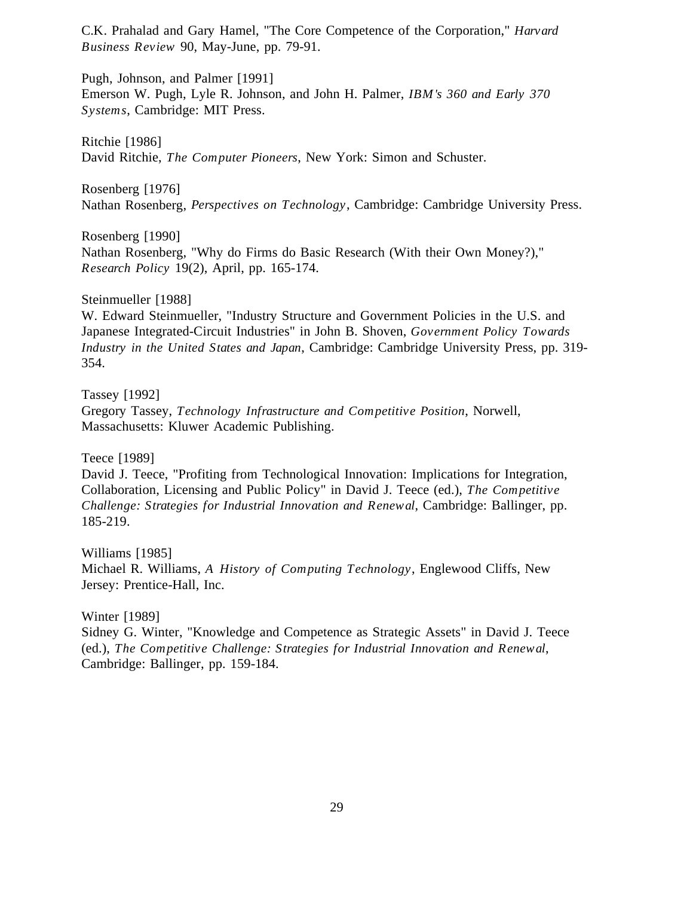C.K. Prahalad and Gary Hamel, "The Core Competence of the Corporation," *Harvard Business Review* 90, May-June, pp. 79-91.

Pugh, Johnson, and Palmer [1991]
Emerson W. Pugh, Lyle R. Johnson, and John H. Palmer, *IBM's 360 and Early 370 Systems*, Cambridge: MIT Press.

Ritchie [1986]
David Ritchie, *The Computer Pioneers*, New York: Simon and Schuster.

Rosenberg [1976]
Nathan Rosenberg, *Perspectives on Technology*, Cambridge: Cambridge University Press.

Rosenberg [1990]
Nathan Rosenberg, "Why do Firms do Basic Research (With their Own Money?)," *Research Policy* 19(2), April, pp. 165-174.

Steinmueller [1988]
W. Edward Steinmueller, "Industry Structure and Government Policies in the U.S. and Japanese Integrated-Circuit Industries" in John B. Shoven, *Government Policy Towards Industry in the United States and Japan*, Cambridge: Cambridge University Press, pp. 319-354.

Tassey [1992]
Gregory Tassey, *Technology Infrastructure and Competitive Position*, Norwell, Massachusetts: Kluwer Academic Publishing.

Teece [1989]
David J. Teece, "Profiting from Technological Innovation: Implications for Integration, Collaboration, Licensing and Public Policy" in David J. Teece (ed.), *The Competitive Challenge: Strategies for Industrial Innovation and Renewal*, Cambridge: Ballinger, pp. 185-219.

Williams [1985]
Michael R. Williams, *A History of Computing Technology*, Englewood Cliffs, New Jersey: Prentice-Hall, Inc.

Winter [1989]
Sidney G. Winter, "Knowledge and Competence as Strategic Assets" in David J. Teece (ed.), *The Competitive Challenge: Strategies for Industrial Innovation and Renewal*, Cambridge: Ballinger, pp. 159-184.